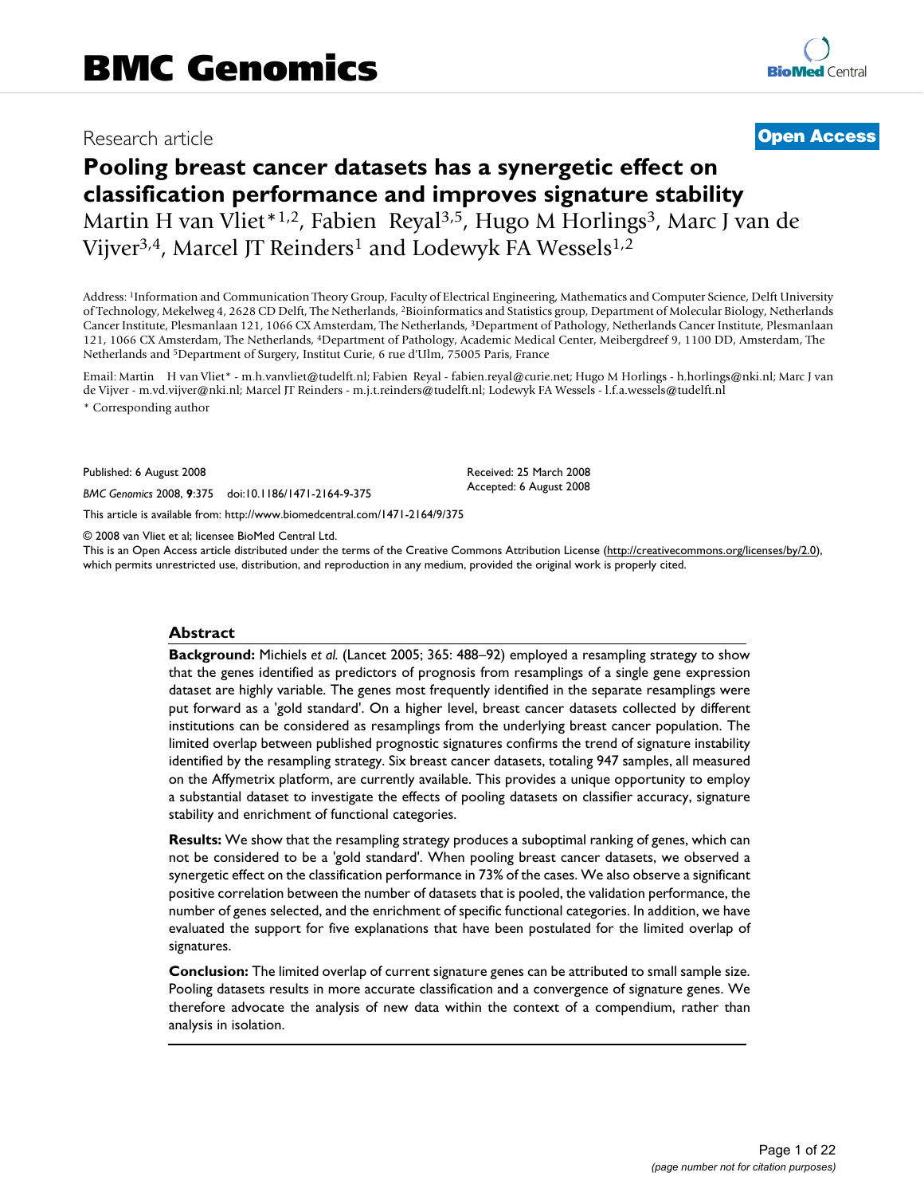Research article

**Open Access**

# Pooling breast cancer datasets has a synergetic effect on classification performance and improves signature stability

Martin H van Vliet*[1,2], Fabien Reyal[3,5], Hugo M Horlings[3], Marc J van de Vijver[3,4], Marcel JT Reinders[1] and Lodewyk FA Wessels[1,2]

Address: [1]Information and Communication Theory Group, Faculty of Electrical Engineering, Mathematics and Computer Science, Delft University of Technology, Mekelweg 4, 2628 CD Delft, The Netherlands, [2]Bioinformatics and Statistics group, Department of Molecular Biology, Netherlands Cancer Institute, Plesmanlaan 121, 1066 CX Amsterdam, The Netherlands, [3]Department of Pathology, Netherlands Cancer Institute, Plesmanlaan 121, 1066 CX Amsterdam, The Netherlands, [4]Department of Pathology, Academic Medical Center, Meibergdreef 9, 1100 DD, Amsterdam, The Netherlands and [5]Department of Surgery, Institut Curie, 6 rue d'Ulm, 75005 Paris, France

Email: Martin H van Vliet* - m.h.vanvliet@tudelft.nl; Fabien Reyal - fabien.reyal@curie.net; Hugo M Horlings - h.horlings@nki.nl; Marc J van de Vijver - m.vd.vijver@nki.nl; Marcel JT Reinders - m.j.t.reinders@tudelft.nl; Lodewyk FA Wessels - l.f.a.wessels@tudelft.nl

\* Corresponding author

Published: 6 August 2008

*BMC Genomics* 2008, **9**:375 doi:10.1186/1471-2164-9-375

Received: 25 March 2008
Accepted: 6 August 2008

This article is available from: http://www.biomedcentral.com/1471-2164/9/375

© 2008 van Vliet et al; licensee BioMed Central Ltd.
This is an Open Access article distributed under the terms of the Creative Commons Attribution License (http://creativecommons.org/licenses/by/2.0), which permits unrestricted use, distribution, and reproduction in any medium, provided the original work is properly cited.

## Abstract

**Background:** Michiels *et al.* (Lancet 2005; 365: 488–92) employed a resampling strategy to show that the genes identified as predictors of prognosis from resamplings of a single gene expression dataset are highly variable. The genes most frequently identified in the separate resamplings were put forward as a 'gold standard'. On a higher level, breast cancer datasets collected by different institutions can be considered as resamplings from the underlying breast cancer population. The limited overlap between published prognostic signatures confirms the trend of signature instability identified by the resampling strategy. Six breast cancer datasets, totaling 947 samples, all measured on the Affymetrix platform, are currently available. This provides a unique opportunity to employ a substantial dataset to investigate the effects of pooling datasets on classifier accuracy, signature stability and enrichment of functional categories.

**Results:** We show that the resampling strategy produces a suboptimal ranking of genes, which can not be considered to be a 'gold standard'. When pooling breast cancer datasets, we observed a synergetic effect on the classification performance in 73% of the cases. We also observe a significant positive correlation between the number of datasets that is pooled, the validation performance, the number of genes selected, and the enrichment of specific functional categories. In addition, we have evaluated the support for five explanations that have been postulated for the limited overlap of signatures.

**Conclusion:** The limited overlap of current signature genes can be attributed to small sample size. Pooling datasets results in more accurate classification and a convergence of signature genes. We therefore advocate the analysis of new data within the context of a compendium, rather than analysis in isolation.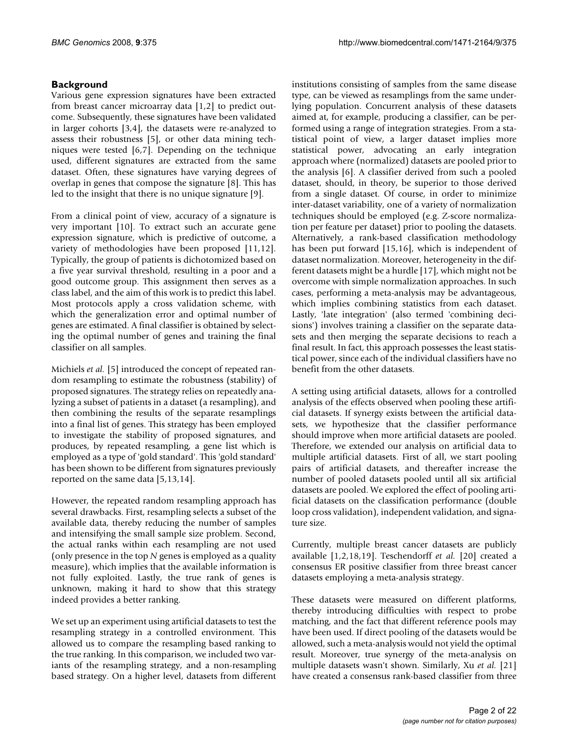## Background

Various gene expression signatures have been extracted from breast cancer microarray data [1,2] to predict outcome. Subsequently, these signatures have been validated in larger cohorts [3,4], the datasets were re-analyzed to assess their robustness [5], or other data mining techniques were tested [6,7]. Depending on the technique used, different signatures are extracted from the same dataset. Often, these signatures have varying degrees of overlap in genes that compose the signature [8]. This has led to the insight that there is no unique signature [9].

From a clinical point of view, accuracy of a signature is very important [10]. To extract such an accurate gene expression signature, which is predictive of outcome, a variety of methodologies have been proposed [11,12]. Typically, the group of patients is dichotomized based on a five year survival threshold, resulting in a poor and a good outcome group. This assignment then serves as a class label, and the aim of this work is to predict this label. Most protocols apply a cross validation scheme, with which the generalization error and optimal number of genes are estimated. A final classifier is obtained by selecting the optimal number of genes and training the final classifier on all samples.

Michiels *et al.* [5] introduced the concept of repeated random resampling to estimate the robustness (stability) of proposed signatures. The strategy relies on repeatedly analyzing a subset of patients in a dataset (a resampling), and then combining the results of the separate resamplings into a final list of genes. This strategy has been employed to investigate the stability of proposed signatures, and produces, by repeated resampling, a gene list which is employed as a type of 'gold standard'. This 'gold standard' has been shown to be different from signatures previously reported on the same data [5,13,14].

However, the repeated random resampling approach has several drawbacks. First, resampling selects a subset of the available data, thereby reducing the number of samples and intensifying the small sample size problem. Second, the actual ranks within each resampling are not used (only presence in the top *N* genes is employed as a quality measure), which implies that the available information is not fully exploited. Lastly, the true rank of genes is unknown, making it hard to show that this strategy indeed provides a better ranking.

We set up an experiment using artificial datasets to test the resampling strategy in a controlled environment. This allowed us to compare the resampling based ranking to the true ranking. In this comparison, we included two variants of the resampling strategy, and a non-resampling based strategy. On a higher level, datasets from different institutions consisting of samples from the same disease type, can be viewed as resamplings from the same underlying population. Concurrent analysis of these datasets aimed at, for example, producing a classifier, can be performed using a range of integration strategies. From a statistical point of view, a larger dataset implies more statistical power, advocating an early integration approach where (normalized) datasets are pooled prior to the analysis [6]. A classifier derived from such a pooled dataset, should, in theory, be superior to those derived from a single dataset. Of course, in order to minimize inter-dataset variability, one of a variety of normalization techniques should be employed (e.g. Z-score normalization per feature per dataset) prior to pooling the datasets. Alternatively, a rank-based classification methodology has been put forward [15,16], which is independent of dataset normalization. Moreover, heterogeneity in the different datasets might be a hurdle [17], which might not be overcome with simple normalization approaches. In such cases, performing a meta-analysis may be advantageous, which implies combining statistics from each dataset. Lastly, 'late integration' (also termed 'combining decisions') involves training a classifier on the separate datasets and then merging the separate decisions to reach a final result. In fact, this approach possesses the least statistical power, since each of the individual classifiers have no benefit from the other datasets.

A setting using artificial datasets, allows for a controlled analysis of the effects observed when pooling these artificial datasets. If synergy exists between the artificial datasets, we hypothesize that the classifier performance should improve when more artificial datasets are pooled. Therefore, we extended our analysis on artificial data to multiple artificial datasets. First of all, we start pooling pairs of artificial datasets, and thereafter increase the number of pooled datasets pooled until all six artificial datasets are pooled. We explored the effect of pooling artificial datasets on the classification performance (double loop cross validation), independent validation, and signature size.

Currently, multiple breast cancer datasets are publicly available [1,2,18,19]. Teschendorff *et al.* [20] created a consensus ER positive classifier from three breast cancer datasets employing a meta-analysis strategy.

These datasets were measured on different platforms, thereby introducing difficulties with respect to probe matching, and the fact that different reference pools may have been used. If direct pooling of the datasets would be allowed, such a meta-analysis would not yield the optimal result. Moreover, true synergy of the meta-analysis on multiple datasets wasn't shown. Similarly, Xu *et al.* [21] have created a consensus rank-based classifier from three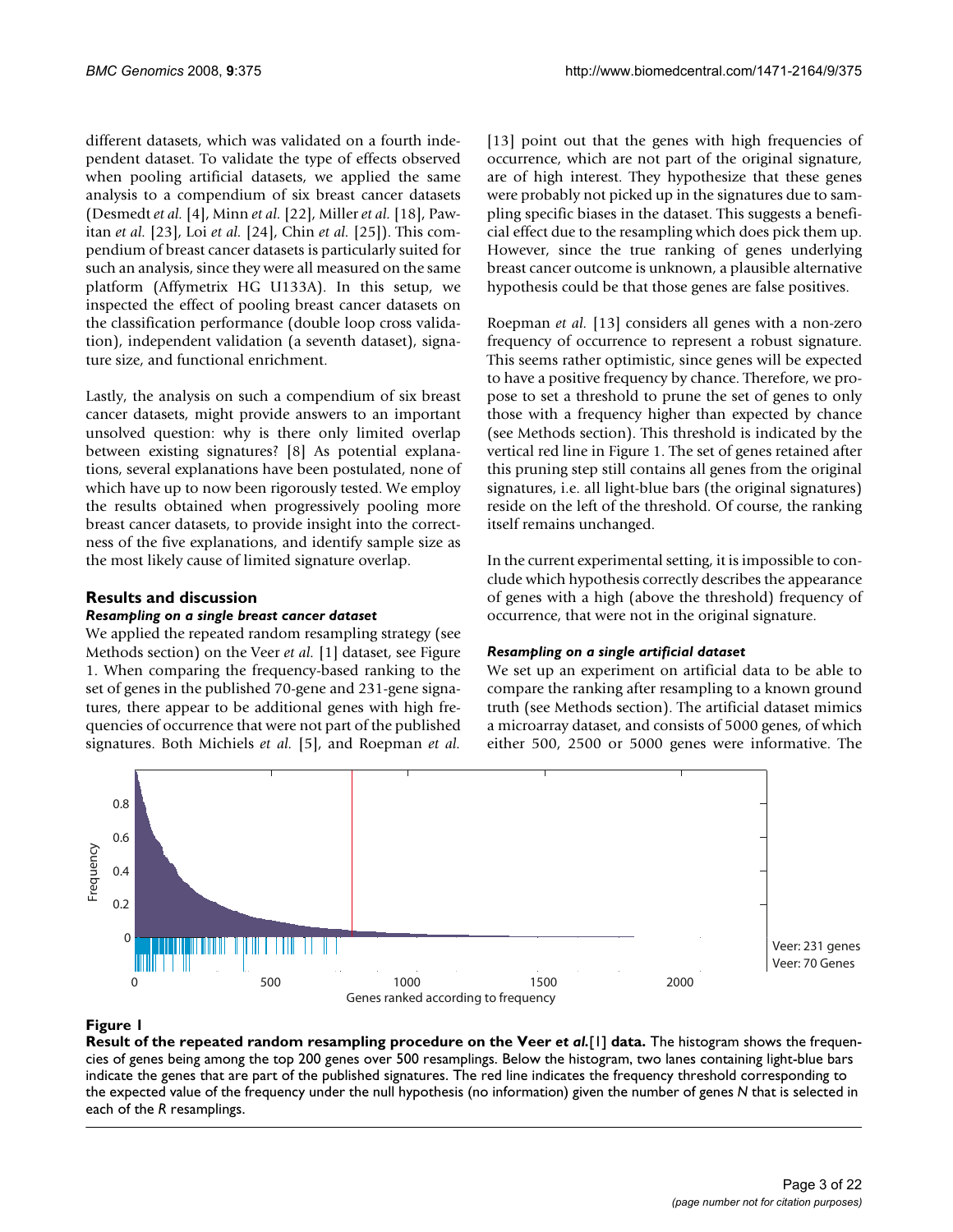different datasets, which was validated on a fourth independent dataset. To validate the type of effects observed when pooling artificial datasets, we applied the same analysis to a compendium of six breast cancer datasets (Desmedt *et al.* [4], Minn *et al.* [22], Miller *et al.* [18], Pawitan *et al.* [23], Loi *et al.* [24], Chin *et al.* [25]). This compendium of breast cancer datasets is particularly suited for such an analysis, since they were all measured on the same platform (Affymetrix HG U133A). In this setup, we inspected the effect of pooling breast cancer datasets on the classification performance (double loop cross validation), independent validation (a seventh dataset), signature size, and functional enrichment.

Lastly, the analysis on such a compendium of six breast cancer datasets, might provide answers to an important unsolved question: why is there only limited overlap between existing signatures? [8] As potential explanations, several explanations have been postulated, none of which have up to now been rigorously tested. We employ the results obtained when progressively pooling more breast cancer datasets, to provide insight into the correctness of the five explanations, and identify sample size as the most likely cause of limited signature overlap.

## Results and discussion

### *Resampling on a single breast cancer dataset*

We applied the repeated random resampling strategy (see Methods section) on the Veer *et al.* [1] dataset, see Figure 1. When comparing the frequency-based ranking to the set of genes in the published 70-gene and 231-gene signatures, there appear to be additional genes with high frequencies of occurrence that were not part of the published signatures. Both Michiels *et al.* [5], and Roepman *et al.* [13] point out that the genes with high frequencies of occurrence, which are not part of the original signature, are of high interest. They hypothesize that these genes were probably not picked up in the signatures due to sampling specific biases in the dataset. This suggests a beneficial effect due to the resampling which does pick them up. However, since the true ranking of genes underlying breast cancer outcome is unknown, a plausible alternative hypothesis could be that those genes are false positives.

Roepman *et al.* [13] considers all genes with a non-zero frequency of occurrence to represent a robust signature. This seems rather optimistic, since genes will be expected to have a positive frequency by chance. Therefore, we propose to set a threshold to prune the set of genes to only those with a frequency higher than expected by chance (see Methods section). This threshold is indicated by the vertical red line in Figure 1. The set of genes retained after this pruning step still contains all genes from the original signatures, i.e. all light-blue bars (the original signatures) reside on the left of the threshold. Of course, the ranking itself remains unchanged.

In the current experimental setting, it is impossible to conclude which hypothesis correctly describes the appearance of genes with a high (above the threshold) frequency of occurrence, that were not in the original signature.

### *Resampling on a single artificial dataset*

We set up an experiment on artificial data to be able to compare the ranking after resampling to a known ground truth (see Methods section). The artificial dataset mimics a microarray dataset, and consists of 5000 genes, of which either 500, 2500 or 5000 genes were informative. The

**Figure 1**

**Result of the repeated random resampling procedure on the Veer *et al.*[1] data.** The histogram shows the frequencies of genes being among the top 200 genes over 500 resamplings. Below the histogram, two lanes containing light-blue bars indicate the genes that are part of the published signatures. The red line indicates the frequency threshold corresponding to the expected value of the frequency under the null hypothesis (no information) given the number of genes $N$ that is selected in each of the $R$ resamplings.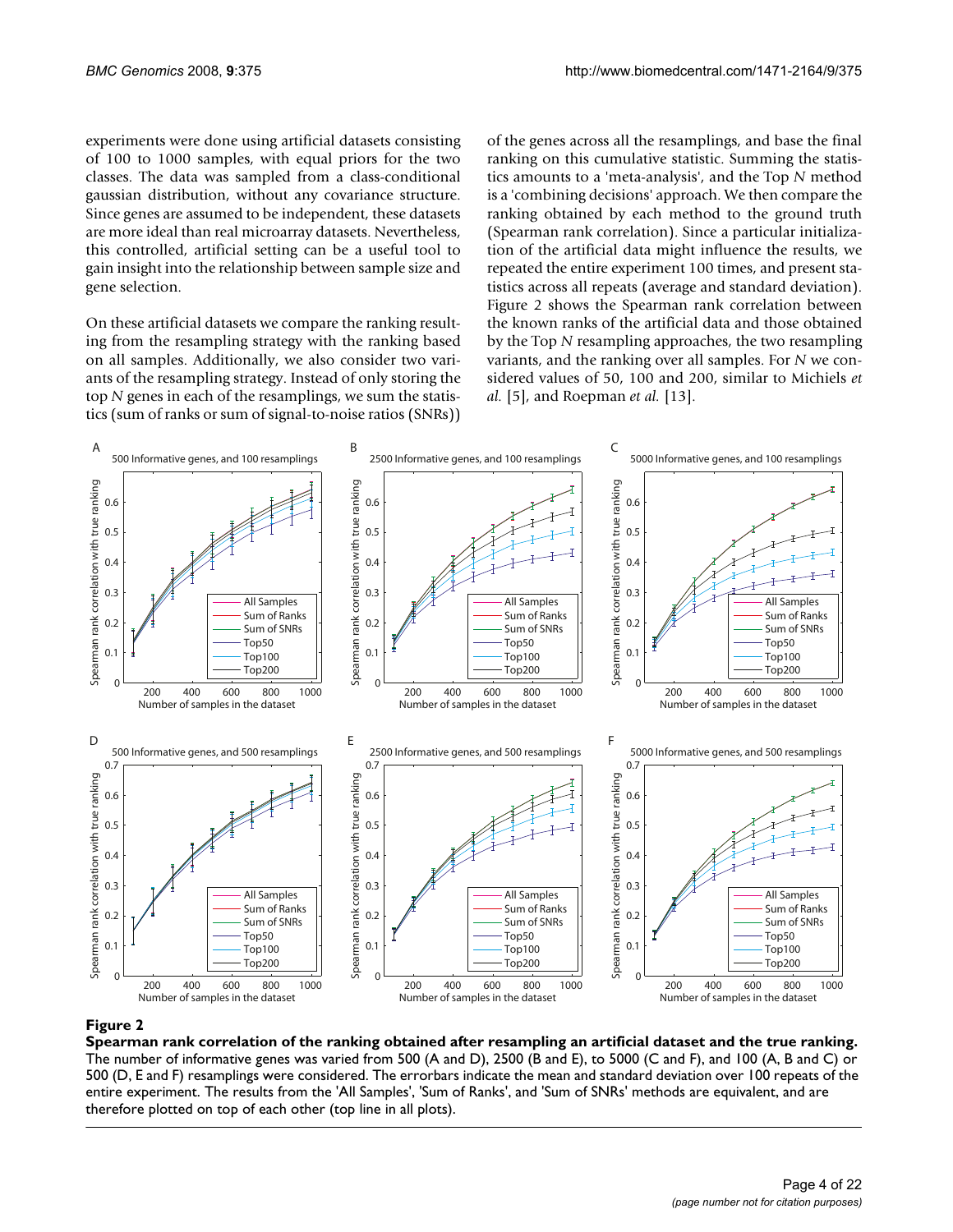experiments were done using artificial datasets consisting of 100 to 1000 samples, with equal priors for the two classes. The data was sampled from a class-conditional gaussian distribution, without any covariance structure. Since genes are assumed to be independent, these datasets are more ideal than real microarray datasets. Nevertheless, this controlled, artificial setting can be a useful tool to gain insight into the relationship between sample size and gene selection.

On these artificial datasets we compare the ranking resulting from the resampling strategy with the ranking based on all samples. Additionally, we also consider two variants of the resampling strategy. Instead of only storing the top $N$ genes in each of the resamplings, we sum the statistics (sum of ranks or sum of signal-to-noise ratios (SNRs)) of the genes across all the resamplings, and base the final ranking on this cumulative statistic. Summing the statistics amounts to a 'meta-analysis', and the Top $N$ method is a 'combining decisions' approach. We then compare the ranking obtained by each method to the ground truth (Spearman rank correlation). Since a particular initialization of the artificial data might influence the results, we repeated the entire experiment 100 times, and present statistics across all repeats (average and standard deviation). Figure 2 shows the Spearman rank correlation between the known ranks of the artificial data and those obtained by the Top $N$ resampling approaches, the two resampling variants, and the ranking over all samples. For $N$ we considered values of 50, 100 and 200, similar to Michiels *et al.* [5], and Roepman *et al.* [13].

**Figure 2**

**Spearman rank correlation of the ranking obtained after resampling an artificial dataset and the true ranking.** The number of informative genes was varied from 500 (A and D), 2500 (B and E), to 5000 (C and F), and 100 (A, B and C) or 500 (D, E and F) resamplings were considered. The errorbars indicate the mean and standard deviation over 100 repeats of the entire experiment. The results from the 'All Samples', 'Sum of Ranks', and 'Sum of SNRs' methods are equivalent, and are therefore plotted on top of each other (top line in all plots).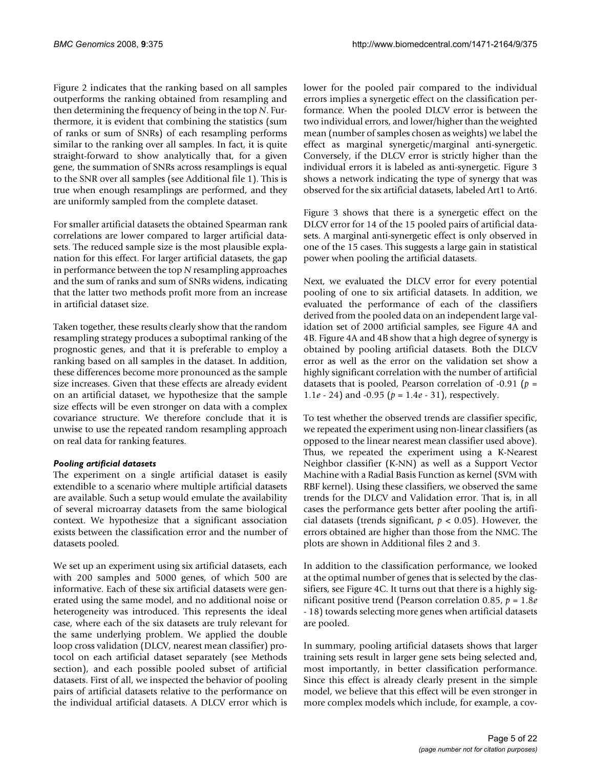Figure 2 indicates that the ranking based on all samples outperforms the ranking obtained from resampling and then determining the frequency of being in the top *N*. Furthermore, it is evident that combining the statistics (sum of ranks or sum of SNRs) of each resampling performs similar to the ranking over all samples. In fact, it is quite straight-forward to show analytically that, for a given gene, the summation of SNRs across resamplings is equal to the SNR over all samples (see Additional file 1). This is true when enough resamplings are performed, and they are uniformly sampled from the complete dataset.

For smaller artificial datasets the obtained Spearman rank correlations are lower compared to larger artificial datasets. The reduced sample size is the most plausible explanation for this effect. For larger artificial datasets, the gap in performance between the top *N* resampling approaches and the sum of ranks and sum of SNRs widens, indicating that the latter two methods profit more from an increase in artificial dataset size.

Taken together, these results clearly show that the random resampling strategy produces a suboptimal ranking of the prognostic genes, and that it is preferable to employ a ranking based on all samples in the dataset. In addition, these differences become more pronounced as the sample size increases. Given that these effects are already evident on an artificial dataset, we hypothesize that the sample size effects will be even stronger on data with a complex covariance structure. We therefore conclude that it is unwise to use the repeated random resampling approach on real data for ranking features.

### *Pooling artificial datasets*

The experiment on a single artificial dataset is easily extendible to a scenario where multiple artificial datasets are available. Such a setup would emulate the availability of several microarray datasets from the same biological context. We hypothesize that a significant association exists between the classification error and the number of datasets pooled.

We set up an experiment using six artificial datasets, each with 200 samples and 5000 genes, of which 500 are informative. Each of these six artificial datasets were generated using the same model, and no additional noise or heterogeneity was introduced. This represents the ideal case, where each of the six datasets are truly relevant for the same underlying problem. We applied the double loop cross validation (DLCV, nearest mean classifier) protocol on each artificial dataset separately (see Methods section), and each possible pooled subset of artificial datasets. First of all, we inspected the behavior of pooling pairs of artificial datasets relative to the performance on the individual artificial datasets. A DLCV error which is lower for the pooled pair compared to the individual errors implies a synergetic effect on the classification performance. When the pooled DLCV error is between the two individual errors, and lower/higher than the weighted mean (number of samples chosen as weights) we label the effect as marginal synergetic/marginal anti-synergetic. Conversely, if the DLCV error is strictly higher than the individual errors it is labeled as anti-synergetic. Figure 3 shows a network indicating the type of synergy that was observed for the six artificial datasets, labeled Art1 to Art6.

Figure 3 shows that there is a synergetic effect on the DLCV error for 14 of the 15 pooled pairs of artificial datasets. A marginal anti-synergetic effect is only observed in one of the 15 cases. This suggests a large gain in statistical power when pooling the artificial datasets.

Next, we evaluated the DLCV error for every potential pooling of one to six artificial datasets. In addition, we evaluated the performance of each of the classifiers derived from the pooled data on an independent large validation set of 2000 artificial samples, see Figure 4A and 4B. Figure 4A and 4B show that a high degree of synergy is obtained by pooling artificial datasets. Both the DLCV error as well as the error on the validation set show a highly significant correlation with the number of artificial datasets that is pooled, Pearson correlation of -0.91 ($p$ = 1.1$e$ - 24) and -0.95 ($p$ = 1.4$e$ - 31), respectively.

To test whether the observed trends are classifier specific, we repeated the experiment using non-linear classifiers (as opposed to the linear nearest mean classifier used above). Thus, we repeated the experiment using a K-Nearest Neighbor classifier (K-NN) as well as a Support Vector Machine with a Radial Basis Function as kernel (SVM with RBF kernel). Using these classifiers, we observed the same trends for the DLCV and Validation error. That is, in all cases the performance gets better after pooling the artificial datasets (trends significant, $p < 0.05$). However, the errors obtained are higher than those from the NMC. The plots are shown in Additional files 2 and 3.

In addition to the classification performance, we looked at the optimal number of genes that is selected by the classifiers, see Figure 4C. It turns out that there is a highly significant positive trend (Pearson correlation 0.85, $p$ = 1.8$e$ - 18) towards selecting more genes when artificial datasets are pooled.

In summary, pooling artificial datasets shows that larger training sets result in larger gene sets being selected and, most importantly, in better classification performance. Since this effect is already clearly present in the simple model, we believe that this effect will be even stronger in more complex models which include, for example, a cov-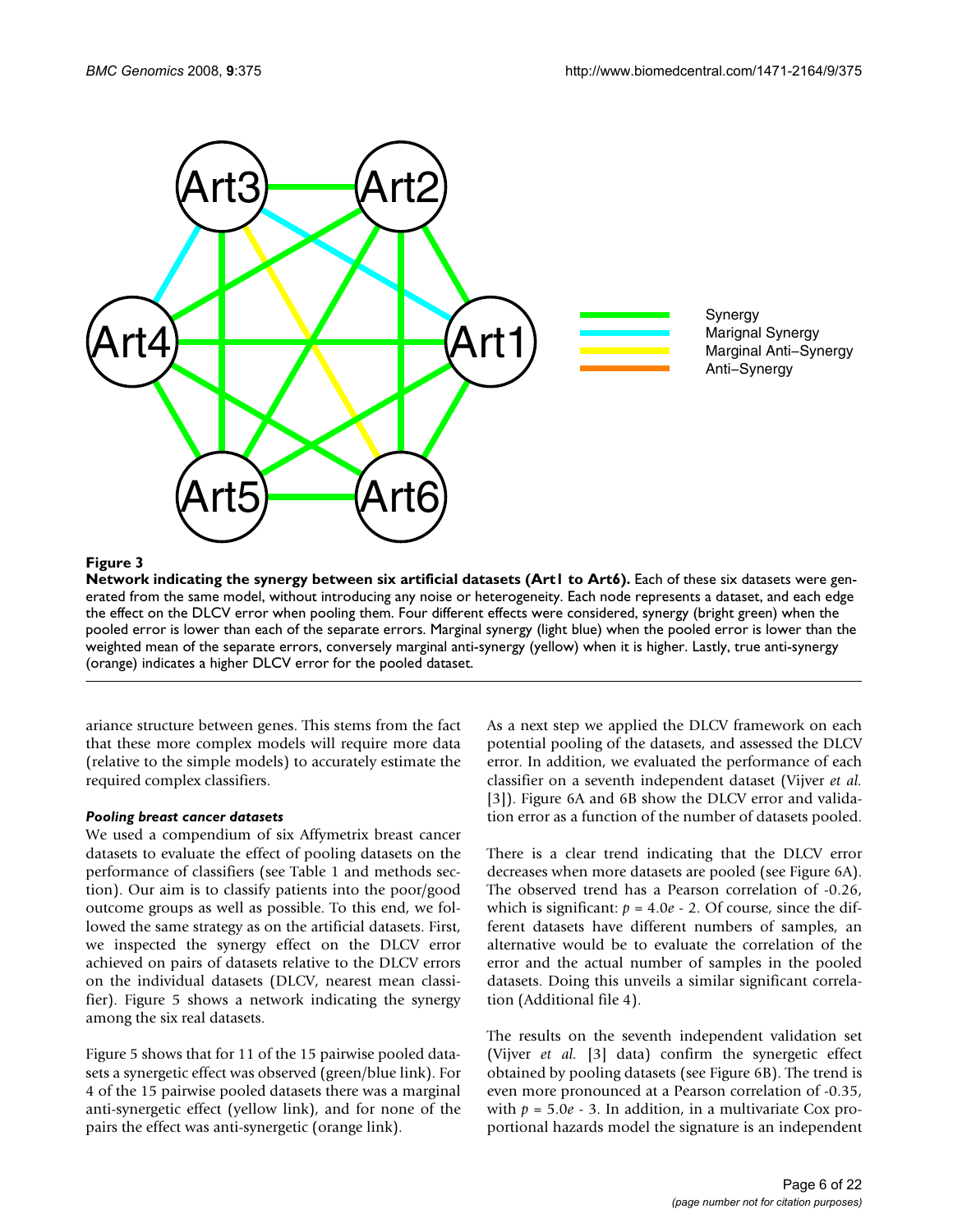**Figure 3**

**Network indicating the synergy between six artificial datasets (Art1 to Art6).** Each of these six datasets were generated from the same model, without introducing any noise or heterogeneity. Each node represents a dataset, and each edge the effect on the DLCV error when pooling them. Four different effects were considered, synergy (bright green) when the pooled error is lower than each of the separate errors. Marginal synergy (light blue) when the pooled error is lower than the weighted mean of the separate errors, conversely marginal anti-synergy (yellow) when it is higher. Lastly, true anti-synergy (orange) indicates a higher DLCV error for the pooled dataset.

ariance structure between genes. This stems from the fact that these more complex models will require more data (relative to the simple models) to accurately estimate the required complex classifiers.

#### *Pooling breast cancer datasets*

We used a compendium of six Affymetrix breast cancer datasets to evaluate the effect of pooling datasets on the performance of classifiers (see Table 1 and methods section). Our aim is to classify patients into the poor/good outcome groups as well as possible. To this end, we followed the same strategy as on the artificial datasets. First, we inspected the synergy effect on the DLCV error achieved on pairs of datasets relative to the DLCV errors on the individual datasets (DLCV, nearest mean classifier). Figure 5 shows a network indicating the synergy among the six real datasets.

Figure 5 shows that for 11 of the 15 pairwise pooled datasets a synergetic effect was observed (green/blue link). For 4 of the 15 pairwise pooled datasets there was a marginal anti-synergetic effect (yellow link), and for none of the pairs the effect was anti-synergetic (orange link).

As a next step we applied the DLCV framework on each potential pooling of the datasets, and assessed the DLCV error. In addition, we evaluated the performance of each classifier on a seventh independent dataset (Vijver *et al.* [3]). Figure 6A and 6B show the DLCV error and validation error as a function of the number of datasets pooled.

There is a clear trend indicating that the DLCV error decreases when more datasets are pooled (see Figure 6A). The observed trend has a Pearson correlation of -0.26, which is significant: $p = 4.0e - 2$. Of course, since the different datasets have different numbers of samples, an alternative would be to evaluate the correlation of the error and the actual number of samples in the pooled datasets. Doing this unveils a similar significant correlation (Additional file 4).

The results on the seventh independent validation set (Vijver *et al.* [3] data) confirm the synergetic effect obtained by pooling datasets (see Figure 6B). The trend is even more pronounced at a Pearson correlation of -0.35, with $p = 5.0e - 3$. In addition, in a multivariate Cox proportional hazards model the signature is an independent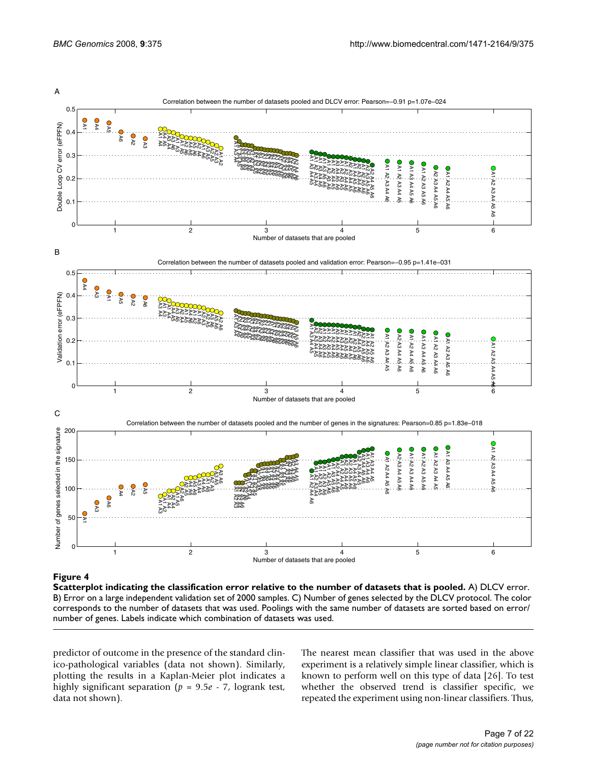**Figure 4**

**Scatterplot indicating the classification error relative to the number of datasets that is pooled.** A) DLCV error. B) Error on a large independent validation set of 2000 samples. C) Number of genes selected by the DLCV protocol. The color corresponds to the number of datasets that was used. Poolings with the same number of datasets are sorted based on error/number of genes. Labels indicate which combination of datasets was used.

predictor of outcome in the presence of the standard clinico-pathological variables (data not shown). Similarly, plotting the results in a Kaplan-Meier plot indicates a highly significant separation ($p = 9.5e - 7$, logrank test, data not shown).

The nearest mean classifier that was used in the above experiment is a relatively simple linear classifier, which is known to perform well on this type of data [26]. To test whether the observed trend is classifier specific, we repeated the experiment using non-linear classifiers. Thus,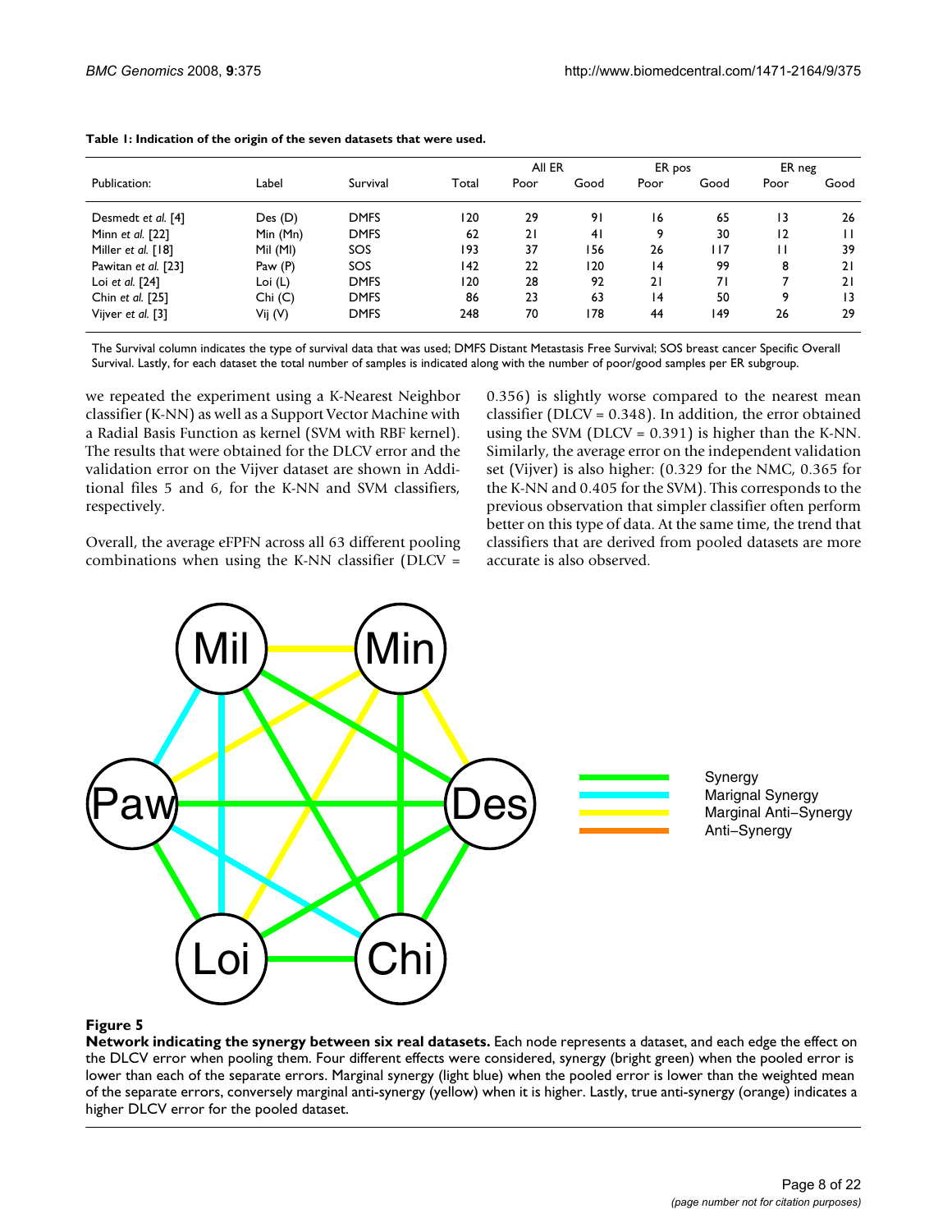**Table 1: Indication of the origin of the seven datasets that were used.**

| Publication: | Label | Survival | Total | All ER | | ER pos | | ER neg | |
|---|---|---|---|---|---|---|---|---|---|
| | | | | Poor | Good | Poor | Good | Poor | Good |
| Desmedt *et al.* [4] | Des (D) | DMFS | 120 | 29 | 91 | 16 | 65 | 13 | 26 |
| Minn *et al.* [22] | Min (Mn) | DMFS | 62 | 21 | 41 | 9 | 30 | 12 | 11 |
| Miller *et al.* [18] | Mil (Ml) | SOS | 193 | 37 | 156 | 26 | 117 | 11 | 39 |
| Pawitan *et al.* [23] | Paw (P) | SOS | 142 | 22 | 120 | 14 | 99 | 8 | 21 |
| Loi *et al.* [24] | Loi (L) | DMFS | 120 | 28 | 92 | 21 | 71 | 7 | 21 |
| Chin *et al.* [25] | Chi (C) | DMFS | 86 | 23 | 63 | 14 | 50 | 9 | 13 |
| Vijver *et al.* [3] | Vij (V) | DMFS | 248 | 70 | 178 | 44 | 149 | 26 | 29 |

The Survival column indicates the type of survival data that was used; DMFS Distant Metastasis Free Survival; SOS breast cancer Specific Overall Survival. Lastly, for each dataset the total number of samples is indicated along with the number of poor/good samples per ER subgroup.

we repeated the experiment using a K-Nearest Neighbor classifier (K-NN) as well as a Support Vector Machine with a Radial Basis Function as kernel (SVM with RBF kernel). The results that were obtained for the DLCV error and the validation error on the Vijver dataset are shown in Additional files 5 and 6, for the K-NN and SVM classifiers, respectively.

Overall, the average eFPFN across all 63 different pooling combinations when using the K-NN classifier (DLCV = 0.356) is slightly worse compared to the nearest mean classifier (DLCV = 0.348). In addition, the error obtained using the SVM (DLCV = 0.391) is higher than the K-NN. Similarly, the average error on the independent validation set (Vijver) is also higher: (0.329 for the NMC, 0.365 for the K-NN and 0.405 for the SVM). This corresponds to the previous observation that simpler classifier often perform better on this type of data. At the same time, the trend that classifiers that are derived from pooled datasets are more accurate is also observed.

**Figure 5**

**Network indicating the synergy between six real datasets.** Each node represents a dataset, and each edge the effect on the DLCV error when pooling them. Four different effects were considered, synergy (bright green) when the pooled error is lower than each of the separate errors. Marginal synergy (light blue) when the pooled error is lower than the weighted mean of the separate errors, conversely marginal anti-synergy (yellow) when it is higher. Lastly, true anti-synergy (orange) indicates a higher DLCV error for the pooled dataset.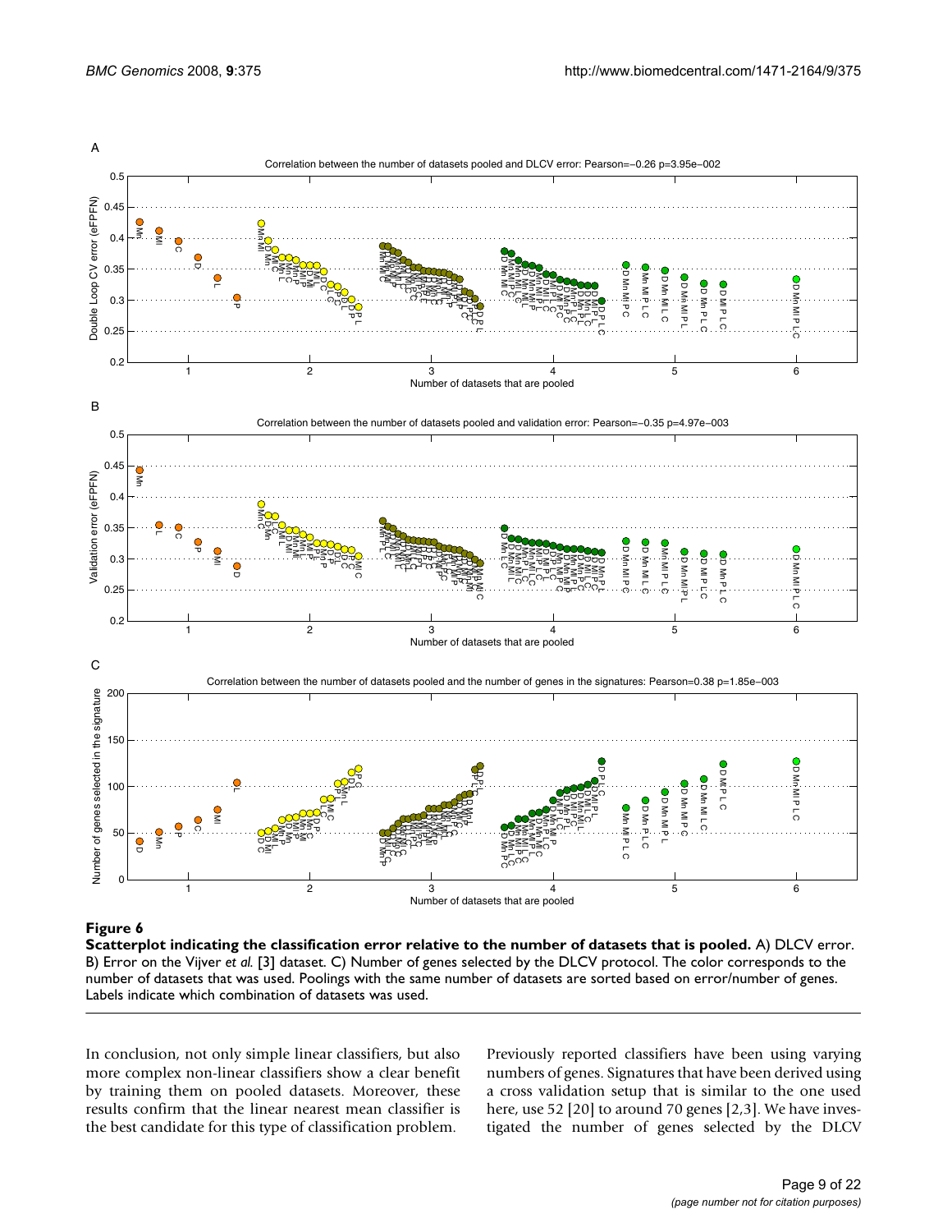**Figure 6**

**Scatterplot indicating the classification error relative to the number of datasets that is pooled.** A) DLCV error. B) Error on the Vijver *et al.* [3] dataset. C) Number of genes selected by the DLCV protocol. The color corresponds to the number of datasets that was used. Poolings with the same number of datasets are sorted based on error/number of genes. Labels indicate which combination of datasets was used.

In conclusion, not only simple linear classifiers, but also more complex non-linear classifiers show a clear benefit by training them on pooled datasets. Moreover, these results confirm that the linear nearest mean classifier is the best candidate for this type of classification problem.

Previously reported classifiers have been using varying numbers of genes. Signatures that have been derived using a cross validation setup that is similar to the one used here, use 52 [20] to around 70 genes [2,3]. We have investigated the number of genes selected by the DLCV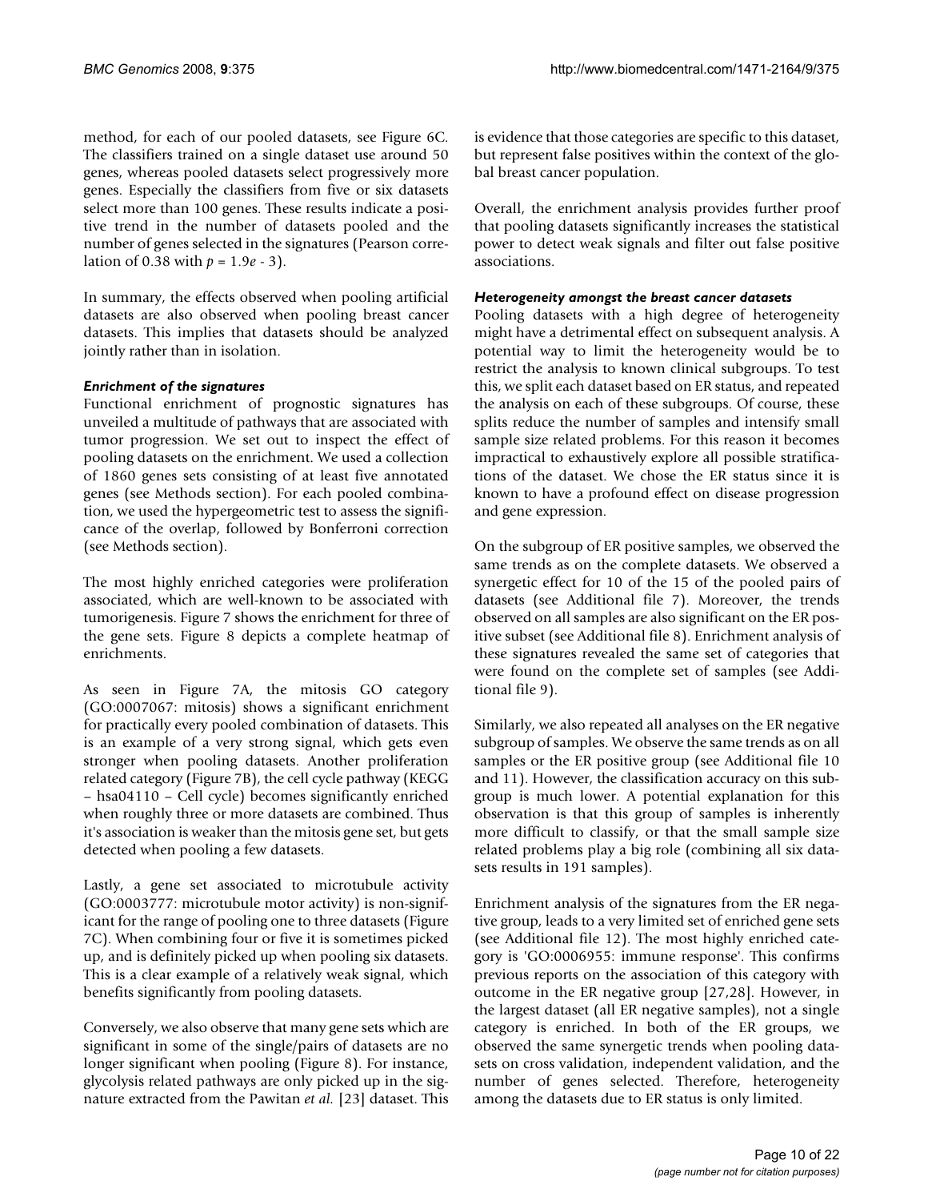method, for each of our pooled datasets, see Figure 6C. The classifiers trained on a single dataset use around 50 genes, whereas pooled datasets select progressively more genes. Especially the classifiers from five or six datasets select more than 100 genes. These results indicate a positive trend in the number of datasets pooled and the number of genes selected in the signatures (Pearson correlation of 0.38 with $p = 1.9e - 3$).

In summary, the effects observed when pooling artificial datasets are also observed when pooling breast cancer datasets. This implies that datasets should be analyzed jointly rather than in isolation.

### *Enrichment of the signatures*

Functional enrichment of prognostic signatures has unveiled a multitude of pathways that are associated with tumor progression. We set out to inspect the effect of pooling datasets on the enrichment. We used a collection of 1860 genes sets consisting of at least five annotated genes (see Methods section). For each pooled combination, we used the hypergeometric test to assess the significance of the overlap, followed by Bonferroni correction (see Methods section).

The most highly enriched categories were proliferation associated, which are well-known to be associated with tumorigenesis. Figure 7 shows the enrichment for three of the gene sets. Figure 8 depicts a complete heatmap of enrichments.

As seen in Figure 7A, the mitosis GO category (GO:0007067: mitosis) shows a significant enrichment for practically every pooled combination of datasets. This is an example of a very strong signal, which gets even stronger when pooling datasets. Another proliferation related category (Figure 7B), the cell cycle pathway (KEGG – hsa04110 – Cell cycle) becomes significantly enriched when roughly three or more datasets are combined. Thus it's association is weaker than the mitosis gene set, but gets detected when pooling a few datasets.

Lastly, a gene set associated to microtubule activity (GO:0003777: microtubule motor activity) is non-significant for the range of pooling one to three datasets (Figure 7C). When combining four or five it is sometimes picked up, and is definitely picked up when pooling six datasets. This is a clear example of a relatively weak signal, which benefits significantly from pooling datasets.

Conversely, we also observe that many gene sets which are significant in some of the single/pairs of datasets are no longer significant when pooling (Figure 8). For instance, glycolysis related pathways are only picked up in the signature extracted from the Pawitan *et al.* [23] dataset. This is evidence that those categories are specific to this dataset, but represent false positives within the context of the global breast cancer population.

Overall, the enrichment analysis provides further proof that pooling datasets significantly increases the statistical power to detect weak signals and filter out false positive associations.

### *Heterogeneity amongst the breast cancer datasets*

Pooling datasets with a high degree of heterogeneity might have a detrimental effect on subsequent analysis. A potential way to limit the heterogeneity would be to restrict the analysis to known clinical subgroups. To test this, we split each dataset based on ER status, and repeated the analysis on each of these subgroups. Of course, these splits reduce the number of samples and intensify small sample size related problems. For this reason it becomes impractical to exhaustively explore all possible stratifications of the dataset. We chose the ER status since it is known to have a profound effect on disease progression and gene expression.

On the subgroup of ER positive samples, we observed the same trends as on the complete datasets. We observed a synergetic effect for 10 of the 15 of the pooled pairs of datasets (see Additional file 7). Moreover, the trends observed on all samples are also significant on the ER positive subset (see Additional file 8). Enrichment analysis of these signatures revealed the same set of categories that were found on the complete set of samples (see Additional file 9).

Similarly, we also repeated all analyses on the ER negative subgroup of samples. We observe the same trends as on all samples or the ER positive group (see Additional file 10 and 11). However, the classification accuracy on this subgroup is much lower. A potential explanation for this observation is that this group of samples is inherently more difficult to classify, or that the small sample size related problems play a big role (combining all six datasets results in 191 samples).

Enrichment analysis of the signatures from the ER negative group, leads to a very limited set of enriched gene sets (see Additional file 12). The most highly enriched category is 'GO:0006955: immune response'. This confirms previous reports on the association of this category with outcome in the ER negative group [27,28]. However, in the largest dataset (all ER negative samples), not a single category is enriched. In both of the ER groups, we observed the same synergetic trends when pooling datasets on cross validation, independent validation, and the number of genes selected. Therefore, heterogeneity among the datasets due to ER status is only limited.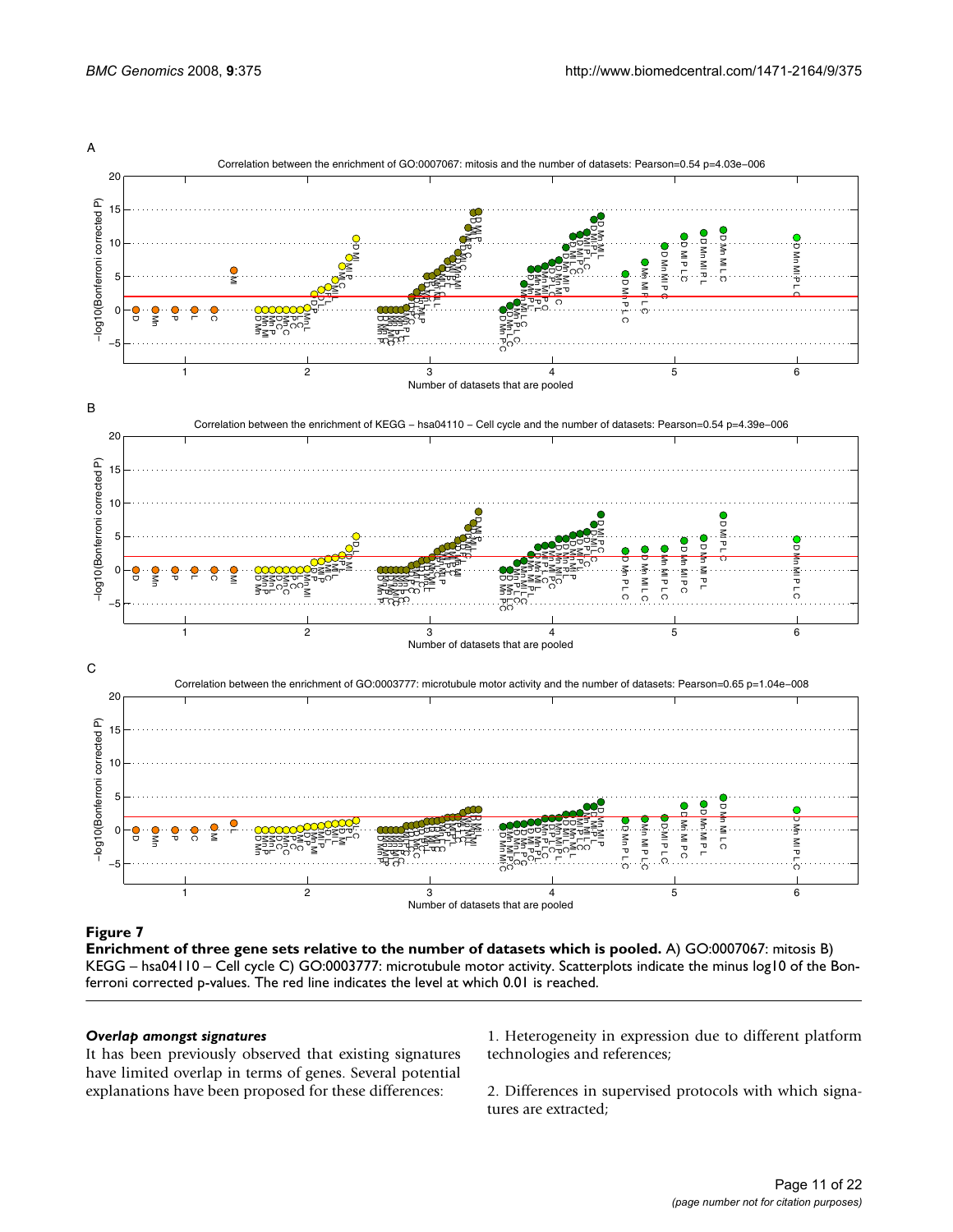**Figure 7**

**Enrichment of three gene sets relative to the number of datasets which is pooled.** A) GO:0007067: mitosis B) KEGG – hsa04110 – Cell cycle C) GO:0003777: microtubule motor activity. Scatterplots indicate the minus log10 of the Bonferroni corrected p-values. The red line indicates the level at which 0.01 is reached.

### *Overlap amongst signatures*

It has been previously observed that existing signatures have limited overlap in terms of genes. Several potential explanations have been proposed for these differences:

1. Heterogeneity in expression due to different platform technologies and references;

2. Differences in supervised protocols with which signatures are extracted;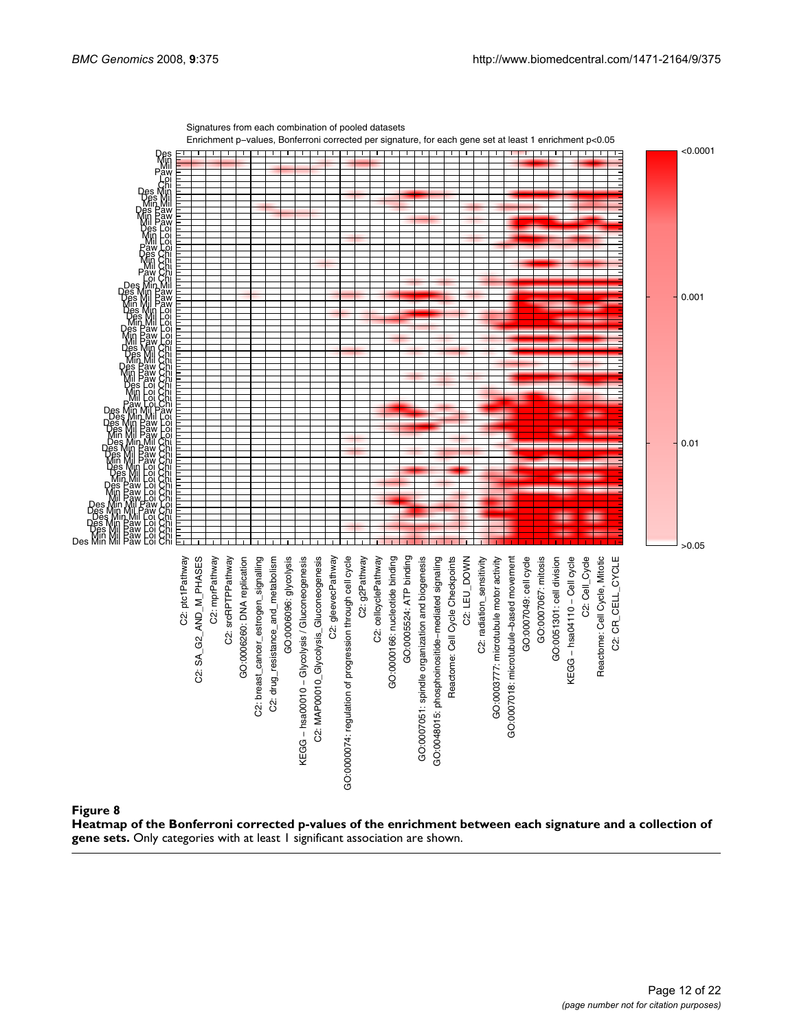**Figure 8**

**Heatmap of the Bonferroni corrected p-values of the enrichment between each signature and a collection of gene sets.** Only categories with at least 1 significant association are shown.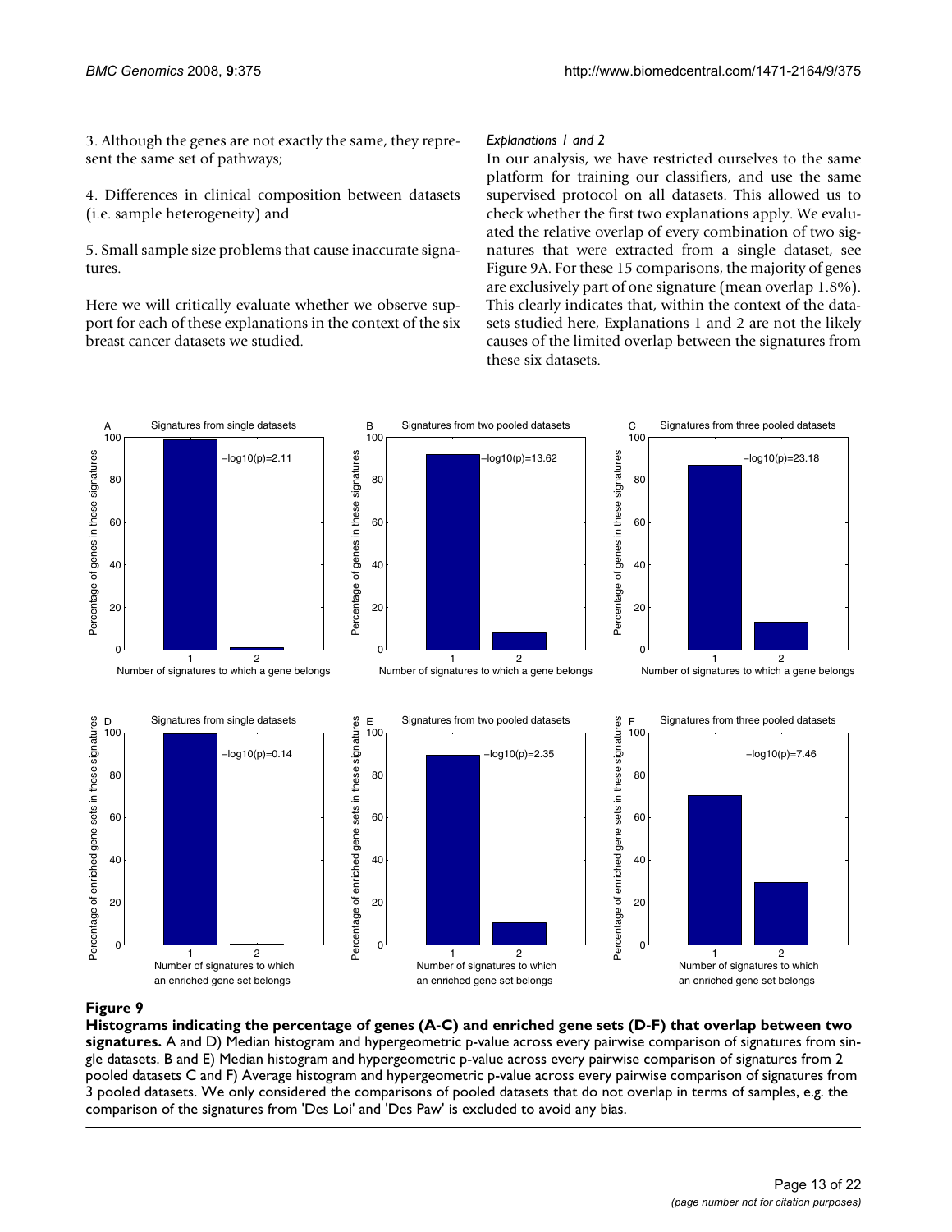3. Although the genes are not exactly the same, they represent the same set of pathways;

4. Differences in clinical composition between datasets (i.e. sample heterogeneity) and

5. Small sample size problems that cause inaccurate signatures.

Here we will critically evaluate whether we observe support for each of these explanations in the context of the six breast cancer datasets we studied.

#### *Explanations 1 and 2*

In our analysis, we have restricted ourselves to the same platform for training our classifiers, and use the same supervised protocol on all datasets. This allowed us to check whether the first two explanations apply. We evaluated the relative overlap of every combination of two signatures that were extracted from a single dataset, see Figure 9A. For these 15 comparisons, the majority of genes are exclusively part of one signature (mean overlap 1.8%). This clearly indicates that, within the context of the datasets studied here, Explanations 1 and 2 are not the likely causes of the limited overlap between the signatures from these six datasets.

**Figure 9**

**Histograms indicating the percentage of genes (A-C) and enriched gene sets (D-F) that overlap between two signatures.** A and D) Median histogram and hypergeometric p-value across every pairwise comparison of signatures from single datasets. B and E) Median histogram and hypergeometric p-value across every pairwise comparison of signatures from 2 pooled datasets C and F) Average histogram and hypergeometric p-value across every pairwise comparison of signatures from 3 pooled datasets. We only considered the comparisons of pooled datasets that do not overlap in terms of samples, e.g. the comparison of the signatures from 'Des Loi' and 'Des Paw' is excluded to avoid any bias.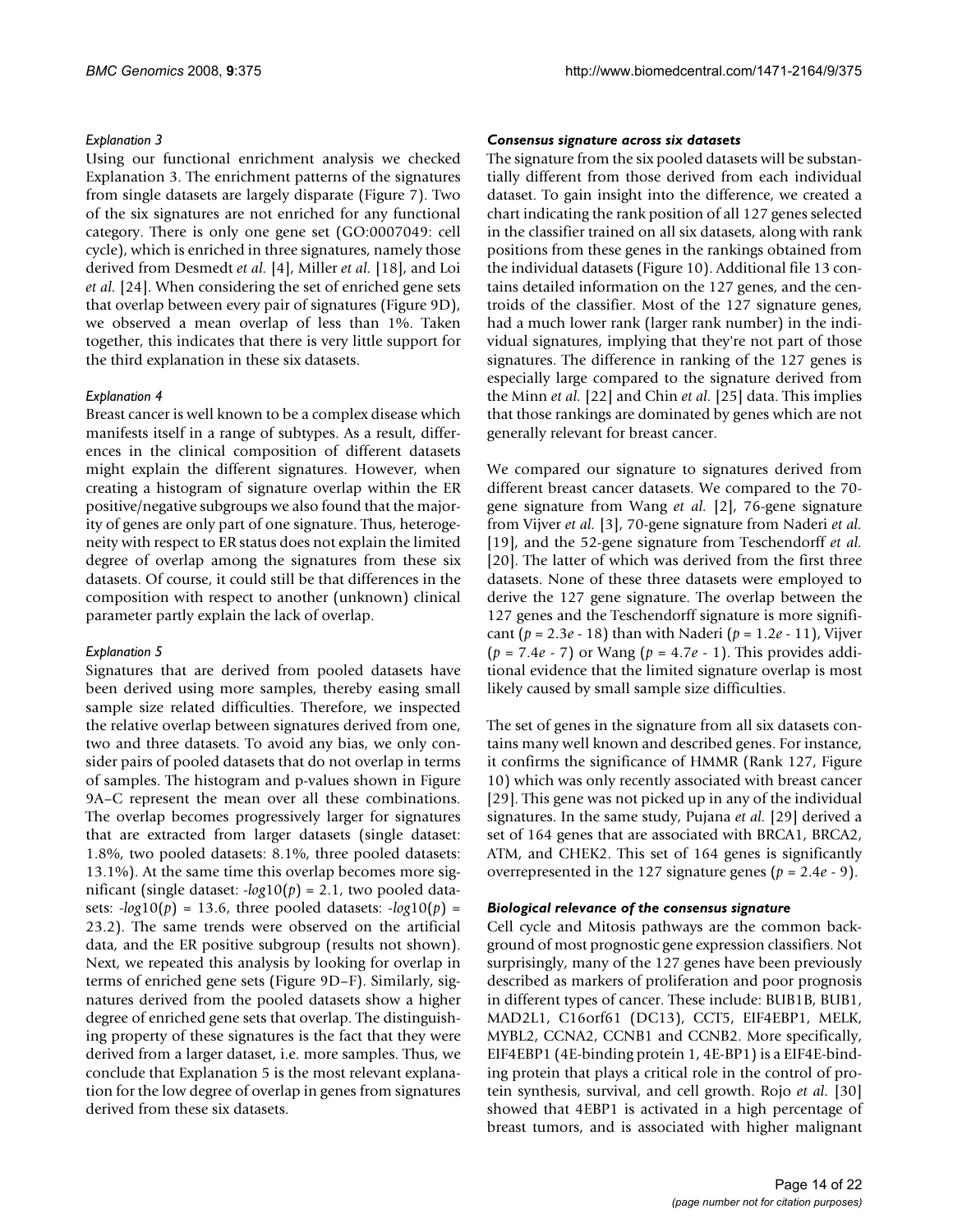*Explanation 3*

Using our functional enrichment analysis we checked Explanation 3. The enrichment patterns of the signatures from single datasets are largely disparate (Figure 7). Two of the six signatures are not enriched for any functional category. There is only one gene set (GO:0007049: cell cycle), which is enriched in three signatures, namely those derived from Desmedt *et al.* [4], Miller *et al.* [18], and Loi *et al.* [24]. When considering the set of enriched gene sets that overlap between every pair of signatures (Figure 9D), we observed a mean overlap of less than 1%. Taken together, this indicates that there is very little support for the third explanation in these six datasets.

*Explanation 4*

Breast cancer is well known to be a complex disease which manifests itself in a range of subtypes. As a result, differences in the clinical composition of different datasets might explain the different signatures. However, when creating a histogram of signature overlap within the ER positive/negative subgroups we also found that the majority of genes are only part of one signature. Thus, heterogeneity with respect to ER status does not explain the limited degree of overlap among the signatures from these six datasets. Of course, it could still be that differences in the composition with respect to another (unknown) clinical parameter partly explain the lack of overlap.

*Explanation 5*

Signatures that are derived from pooled datasets have been derived using more samples, thereby easing small sample size related difficulties. Therefore, we inspected the relative overlap between signatures derived from one, two and three datasets. To avoid any bias, we only consider pairs of pooled datasets that do not overlap in terms of samples. The histogram and p-values shown in Figure 9A–C represent the mean over all these combinations. The overlap becomes progressively larger for signatures that are extracted from larger datasets (single dataset: 1.8%, two pooled datasets: 8.1%, three pooled datasets: 13.1%). At the same time this overlap becomes more significant (single dataset: $-log10(p) = 2.1$, two pooled datasets: $-log10(p) = 13.6$, three pooled datasets: $-log10(p) = 23.2$). The same trends were observed on the artificial data, and the ER positive subgroup (results not shown). Next, we repeated this analysis by looking for overlap in terms of enriched gene sets (Figure 9D–F). Similarly, signatures derived from the pooled datasets show a higher degree of enriched gene sets that overlap. The distinguishing property of these signatures is the fact that they were derived from a larger dataset, i.e. more samples. Thus, we conclude that Explanation 5 is the most relevant explanation for the low degree of overlap in genes from signatures derived from these six datasets.

### *Consensus signature across six datasets*

The signature from the six pooled datasets will be substantially different from those derived from each individual dataset. To gain insight into the difference, we created a chart indicating the rank position of all 127 genes selected in the classifier trained on all six datasets, along with rank positions from these genes in the rankings obtained from the individual datasets (Figure 10). Additional file 13 contains detailed information on the 127 genes, and the centroids of the classifier. Most of the 127 signature genes, had a much lower rank (larger rank number) in the individual signatures, implying that they're not part of those signatures. The difference in ranking of the 127 genes is especially large compared to the signature derived from the Minn *et al.* [22] and Chin *et al.* [25] data. This implies that those rankings are dominated by genes which are not generally relevant for breast cancer.

We compared our signature to signatures derived from different breast cancer datasets. We compared to the 70-gene signature from Wang *et al.* [2], 76-gene signature from Vijver *et al.* [3], 70-gene signature from Naderi *et al.* [19], and the 52-gene signature from Teschendorff *et al.* [20]. The latter of which was derived from the first three datasets. None of these three datasets were employed to derive the 127 gene signature. The overlap between the 127 genes and the Teschendorff signature is more significant ($p = 2.3e-18$) than with Naderi ($p = 1.2e-11$), Vijver ($p = 7.4e-7$) or Wang ($p = 4.7e-1$). This provides additional evidence that the limited signature overlap is most likely caused by small sample size difficulties.

The set of genes in the signature from all six datasets contains many well known and described genes. For instance, it confirms the significance of HMMR (Rank 127, Figure 10) which was only recently associated with breast cancer [29]. This gene was not picked up in any of the individual signatures. In the same study, Pujana *et al.* [29] derived a set of 164 genes that are associated with BRCA1, BRCA2, ATM, and CHEK2. This set of 164 genes is significantly overrepresented in the 127 signature genes ($p = 2.4e-9$).

### *Biological relevance of the consensus signature*

Cell cycle and Mitosis pathways are the common background of most prognostic gene expression classifiers. Not surprisingly, many of the 127 genes have been previously described as markers of proliferation and poor prognosis in different types of cancer. These include: BUB1B, BUB1, MAD2L1, C16orf61 (DC13), CCT5, EIF4EBP1, MELK, MYBL2, CCNA2, CCNB1 and CCNB2. More specifically, EIF4EBP1 (4E-binding protein 1, 4E-BP1) is a EIF4E-binding protein that plays a critical role in the control of protein synthesis, survival, and cell growth. Rojo *et al.* [30] showed that 4EBP1 is activated in a high percentage of breast tumors, and is associated with higher malignant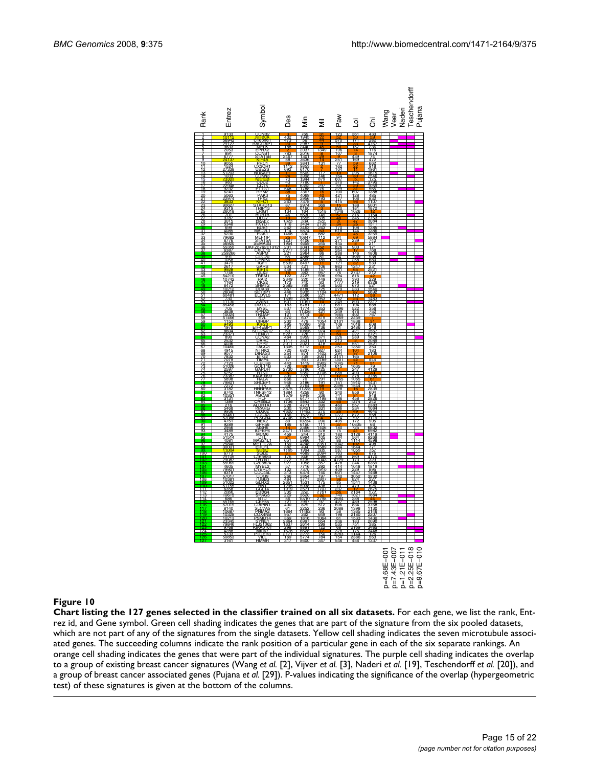**Figure 10**

**Chart listing the 127 genes selected in the classifier trained on all six datasets.** For each gene, we list the rank, Entrez id, and Gene symbol. Green cell shading indicates the genes that are part of the signature from the six pooled datasets, which are not part of any of the signatures from the single datasets. Yellow cell shading indicates the seven microtubule associated genes. The succeeding columns indicate the rank position of a particular gene in each of the six separate rankings. An orange cell shading indicates the genes that were part of the individual signatures. The purple cell shading indicates the overlap to a group of existing breast cancer signatures (Wang *et al.* [2], Vijver *et al.* [3], Naderi *et al.* [19], Teschendorff *et al.* [20]), and a group of breast cancer associated genes (Pujana *et al.* [29]). P-values indicating the significance of the overlap (hypergeometric test) of these signatures is given at the bottom of the columns.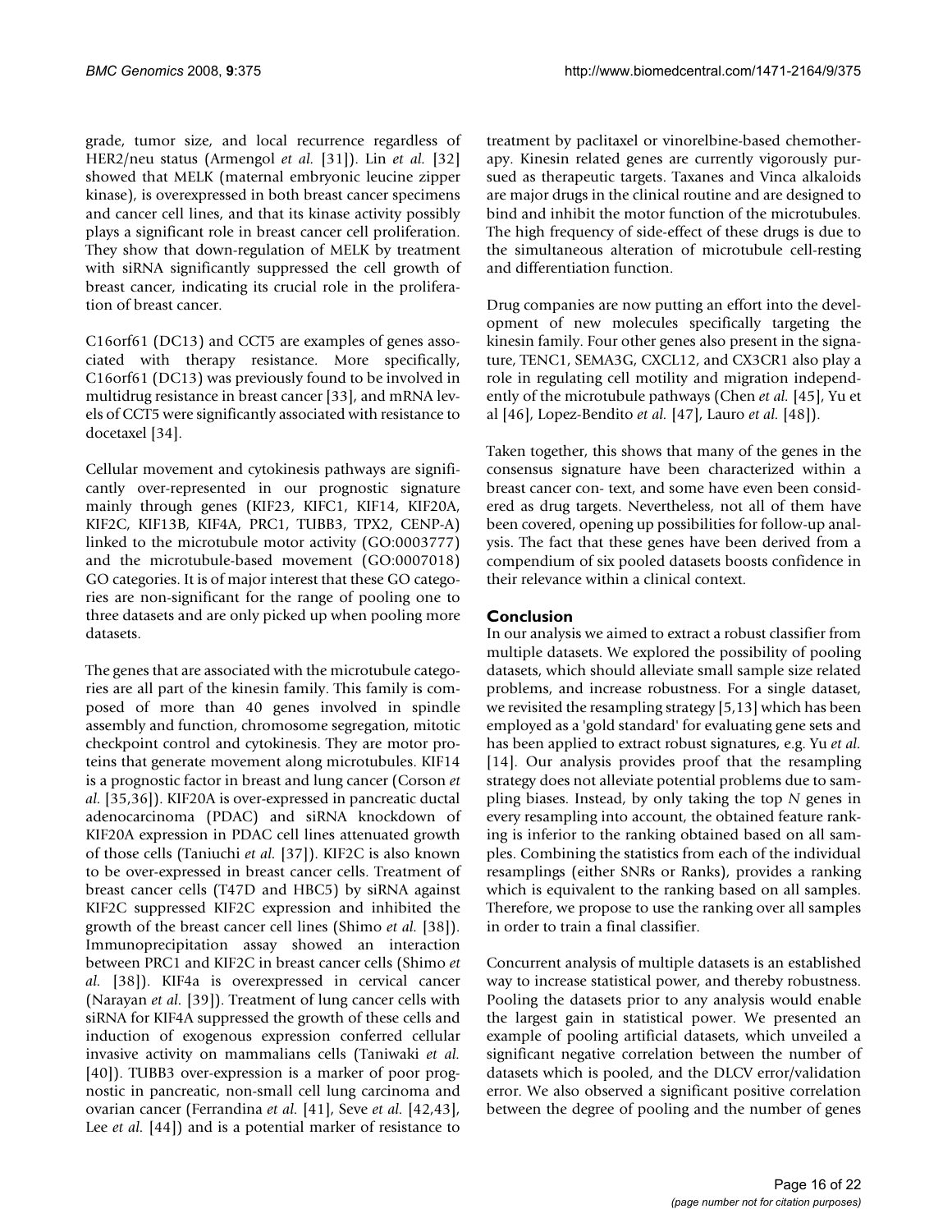grade, tumor size, and local recurrence regardless of HER2/neu status (Armengol *et al.* [31]). Lin *et al.* [32] showed that MELK (maternal embryonic leucine zipper kinase), is overexpressed in both breast cancer specimens and cancer cell lines, and that its kinase activity possibly plays a significant role in breast cancer cell proliferation. They show that down-regulation of MELK by treatment with siRNA significantly suppressed the cell growth of breast cancer, indicating its crucial role in the proliferation of breast cancer.

C16orf61 (DC13) and CCT5 are examples of genes associated with therapy resistance. More specifically, C16orf61 (DC13) was previously found to be involved in multidrug resistance in breast cancer [33], and mRNA levels of CCT5 were significantly associated with resistance to docetaxel [34].

Cellular movement and cytokinesis pathways are significantly over-represented in our prognostic signature mainly through genes (KIF23, KIFC1, KIF14, KIF20A, KIF2C, KIF13B, KIF4A, PRC1, TUBB3, TPX2, CENP-A) linked to the microtubule motor activity (GO:0003777) and the microtubule-based movement (GO:0007018) GO categories. It is of major interest that these GO categories are non-significant for the range of pooling one to three datasets and are only picked up when pooling more datasets.

The genes that are associated with the microtubule categories are all part of the kinesin family. This family is composed of more than 40 genes involved in spindle assembly and function, chromosome segregation, mitotic checkpoint control and cytokinesis. They are motor proteins that generate movement along microtubules. KIF14 is a prognostic factor in breast and lung cancer (Corson *et al.* [35,36]). KIF20A is over-expressed in pancreatic ductal adenocarcinoma (PDAC) and siRNA knockdown of KIF20A expression in PDAC cell lines attenuated growth of those cells (Taniuchi *et al.* [37]). KIF2C is also known to be over-expressed in breast cancer cells. Treatment of breast cancer cells (T47D and HBC5) by siRNA against KIF2C suppressed KIF2C expression and inhibited the growth of the breast cancer cell lines (Shimo *et al.* [38]). Immunoprecipitation assay showed an interaction between PRC1 and KIF2C in breast cancer cells (Shimo *et al.* [38]). KIF4a is overexpressed in cervical cancer (Narayan *et al.* [39]). Treatment of lung cancer cells with siRNA for KIF4A suppressed the growth of these cells and induction of exogenous expression conferred cellular invasive activity on mammalians cells (Taniwaki *et al.* [40]). TUBB3 over-expression is a marker of poor prognostic in pancreatic, non-small cell lung carcinoma and ovarian cancer (Ferrandina *et al.* [41], Seve *et al.* [42,43], Lee *et al.* [44]) and is a potential marker of resistance to treatment by paclitaxel or vinorelbine-based chemotherapy. Kinesin related genes are currently vigorously pursued as therapeutic targets. Taxanes and Vinca alkaloids are major drugs in the clinical routine and are designed to bind and inhibit the motor function of the microtubules. The high frequency of side-effect of these drugs is due to the simultaneous alteration of microtubule cell-resting and differentiation function.

Drug companies are now putting an effort into the development of new molecules specifically targeting the kinesin family. Four other genes also present in the signature, TENC1, SEMA3G, CXCL12, and CX3CR1 also play a role in regulating cell motility and migration independently of the microtubule pathways (Chen *et al.* [45], Yu et al [46], Lopez-Bendito *et al.* [47], Lauro *et al.* [48]).

Taken together, this shows that many of the genes in the consensus signature have been characterized within a breast cancer con- text, and some have even been considered as drug targets. Nevertheless, not all of them have been covered, opening up possibilities for follow-up analysis. The fact that these genes have been derived from a compendium of six pooled datasets boosts confidence in their relevance within a clinical context.

## Conclusion

In our analysis we aimed to extract a robust classifier from multiple datasets. We explored the possibility of pooling datasets, which should alleviate small sample size related problems, and increase robustness. For a single dataset, we revisited the resampling strategy [5,13] which has been employed as a 'gold standard' for evaluating gene sets and has been applied to extract robust signatures, e.g. Yu *et al.* [14]. Our analysis provides proof that the resampling strategy does not alleviate potential problems due to sampling biases. Instead, by only taking the top *N* genes in every resampling into account, the obtained feature ranking is inferior to the ranking obtained based on all samples. Combining the statistics from each of the individual resamplings (either SNRs or Ranks), provides a ranking which is equivalent to the ranking based on all samples. Therefore, we propose to use the ranking over all samples in order to train a final classifier.

Concurrent analysis of multiple datasets is an established way to increase statistical power, and thereby robustness. Pooling the datasets prior to any analysis would enable the largest gain in statistical power. We presented an example of pooling artificial datasets, which unveiled a significant negative correlation between the number of datasets which is pooled, and the DLCV error/validation error. We also observed a significant positive correlation between the degree of pooling and the number of genes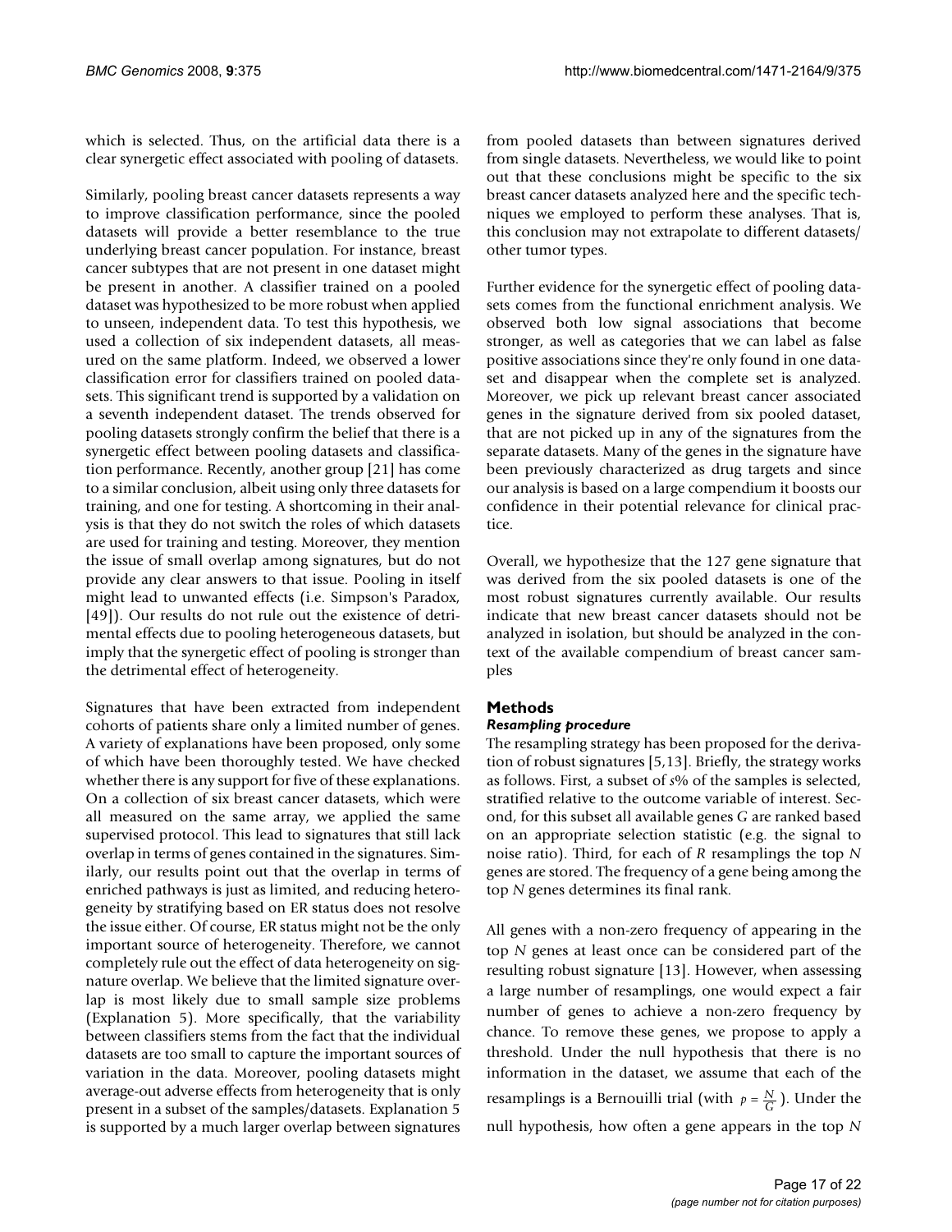which is selected. Thus, on the artificial data there is a clear synergetic effect associated with pooling of datasets.

Similarly, pooling breast cancer datasets represents a way to improve classification performance, since the pooled datasets will provide a better resemblance to the true underlying breast cancer population. For instance, breast cancer subtypes that are not present in one dataset might be present in another. A classifier trained on a pooled dataset was hypothesized to be more robust when applied to unseen, independent data. To test this hypothesis, we used a collection of six independent datasets, all measured on the same platform. Indeed, we observed a lower classification error for classifiers trained on pooled datasets. This significant trend is supported by a validation on a seventh independent dataset. The trends observed for pooling datasets strongly confirm the belief that there is a synergetic effect between pooling datasets and classification performance. Recently, another group [21] has come to a similar conclusion, albeit using only three datasets for training, and one for testing. A shortcoming in their analysis is that they do not switch the roles of which datasets are used for training and testing. Moreover, they mention the issue of small overlap among signatures, but do not provide any clear answers to that issue. Pooling in itself might lead to unwanted effects (i.e. Simpson's Paradox, [49]). Our results do not rule out the existence of detrimental effects due to pooling heterogeneous datasets, but imply that the synergetic effect of pooling is stronger than the detrimental effect of heterogeneity.

Signatures that have been extracted from independent cohorts of patients share only a limited number of genes. A variety of explanations have been proposed, only some of which have been thoroughly tested. We have checked whether there is any support for five of these explanations. On a collection of six breast cancer datasets, which were all measured on the same array, we applied the same supervised protocol. This lead to signatures that still lack overlap in terms of genes contained in the signatures. Similarly, our results point out that the overlap in terms of enriched pathways is just as limited, and reducing heterogeneity by stratifying based on ER status does not resolve the issue either. Of course, ER status might not be the only important source of heterogeneity. Therefore, we cannot completely rule out the effect of data heterogeneity on signature overlap. We believe that the limited signature overlap is most likely due to small sample size problems (Explanation 5). More specifically, that the variability between classifiers stems from the fact that the individual datasets are too small to capture the important sources of variation in the data. Moreover, pooling datasets might average-out adverse effects from heterogeneity that is only present in a subset of the samples/datasets. Explanation 5 is supported by a much larger overlap between signatures from pooled datasets than between signatures derived from single datasets. Nevertheless, we would like to point out that these conclusions might be specific to the six breast cancer datasets analyzed here and the specific techniques we employed to perform these analyses. That is, this conclusion may not extrapolate to different datasets/other tumor types.

Further evidence for the synergetic effect of pooling datasets comes from the functional enrichment analysis. We observed both low signal associations that become stronger, as well as categories that we can label as false positive associations since they're only found in one dataset and disappear when the complete set is analyzed. Moreover, we pick up relevant breast cancer associated genes in the signature derived from six pooled dataset, that are not picked up in any of the signatures from the separate datasets. Many of the genes in the signature have been previously characterized as drug targets and since our analysis is based on a large compendium it boosts our confidence in their potential relevance for clinical practice.

Overall, we hypothesize that the 127 gene signature that was derived from the six pooled datasets is one of the most robust signatures currently available. Our results indicate that new breast cancer datasets should not be analyzed in isolation, but should be analyzed in the context of the available compendium of breast cancer samples

## Methods

### *Resampling procedure*

The resampling strategy has been proposed for the derivation of robust signatures [5,13]. Briefly, the strategy works as follows. First, a subset of $s$% of the samples is selected, stratified relative to the outcome variable of interest. Second, for this subset all available genes $G$ are ranked based on an appropriate selection statistic (e.g. the signal to noise ratio). Third, for each of $R$ resamplings the top $N$ genes are stored. The frequency of a gene being among the top $N$ genes determines its final rank.

All genes with a non-zero frequency of appearing in the top $N$ genes at least once can be considered part of the resulting robust signature [13]. However, when assessing a large number of resamplings, one would expect a fair number of genes to achieve a non-zero frequency by chance. To remove these genes, we propose to apply a threshold. Under the null hypothesis that there is no information in the dataset, we assume that each of the resamplings is a Bernouilli trial (with $p = \frac{N}{G}$). Under the null hypothesis, how often a gene appears in the top $N$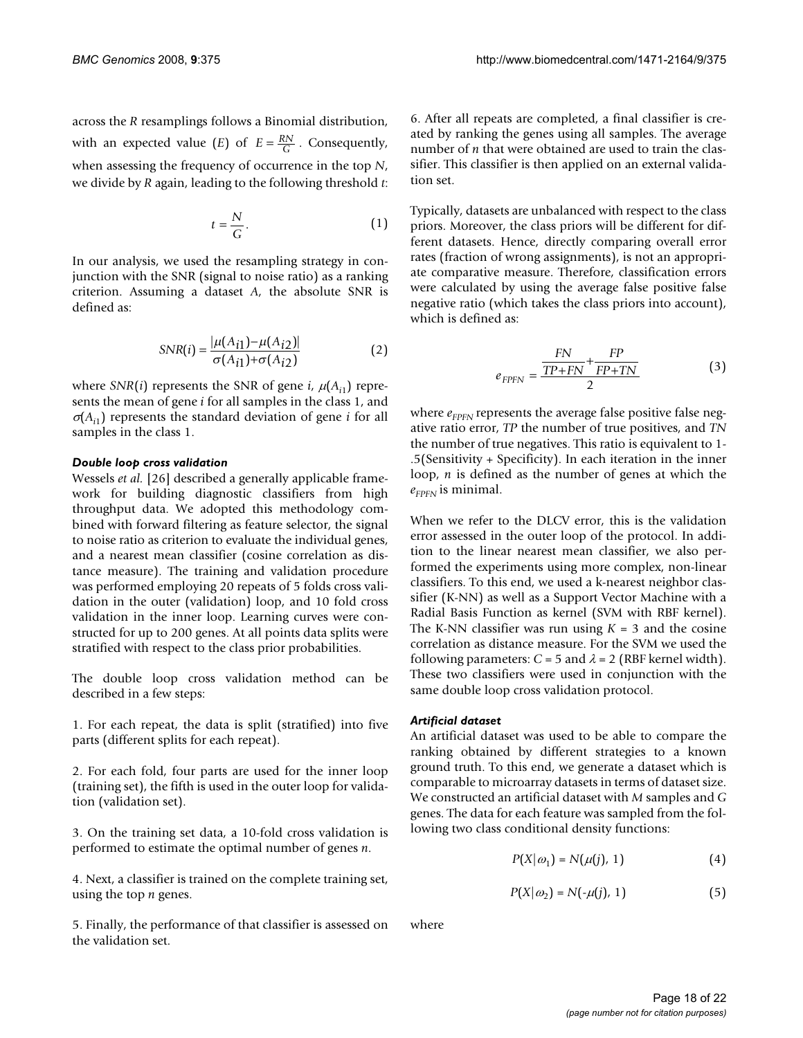across the *R* resamplings follows a Binomial distribution, with an expected value ($E$) of $E = \frac{RN}{G}$. Consequently, when assessing the frequency of occurrence in the top *N*, we divide by *R* again, leading to the following threshold *t*:

$$t = \frac{N}{G}. \tag{1}$$

In our analysis, we used the resampling strategy in conjunction with the SNR (signal to noise ratio) as a ranking criterion. Assuming a dataset *A*, the absolute SNR is defined as:

$$SNR(i) = \frac{|\mu(A_{i1}) - \mu(A_{i2})|}{\sigma(A_{i1}) + \sigma(A_{i2})} \tag{2}$$

where $SNR(i)$ represents the SNR of gene *i*, $\mu(A_{i1})$ represents the mean of gene *i* for all samples in the class 1, and $\sigma(A_{i1})$ represents the standard deviation of gene *i* for all samples in the class 1.

### *Double loop cross validation*

Wessels *et al.* [26] described a generally applicable framework for building diagnostic classifiers from high throughput data. We adopted this methodology combined with forward filtering as feature selector, the signal to noise ratio as criterion to evaluate the individual genes, and a nearest mean classifier (cosine correlation as distance measure). The training and validation procedure was performed employing 20 repeats of 5 folds cross validation in the outer (validation) loop, and 10 fold cross validation in the inner loop. Learning curves were constructed for up to 200 genes. At all points data splits were stratified with respect to the class prior probabilities.

The double loop cross validation method can be described in a few steps:

1. For each repeat, the data is split (stratified) into five parts (different splits for each repeat).

2. For each fold, four parts are used for the inner loop (training set), the fifth is used in the outer loop for validation (validation set).

3. On the training set data, a 10-fold cross validation is performed to estimate the optimal number of genes *n*.

4. Next, a classifier is trained on the complete training set, using the top *n* genes.

5. Finally, the performance of that classifier is assessed on the validation set.

6. After all repeats are completed, a final classifier is created by ranking the genes using all samples. The average number of *n* that were obtained are used to train the classifier. This classifier is then applied on an external validation set.

Typically, datasets are unbalanced with respect to the class priors. Moreover, the class priors will be different for different datasets. Hence, directly comparing overall error rates (fraction of wrong assignments), is not an appropriate comparative measure. Therefore, classification errors were calculated by using the average false positive false negative ratio (which takes the class priors into account), which is defined as:

$$e_{FPFN} = \frac{\frac{FN}{TP+FN} + \frac{FP}{FP+TN}}{2} \tag{3}$$

where $e_{FPFN}$ represents the average false positive false negative ratio error, *TP* the number of true positives, and *TN* the number of true negatives. This ratio is equivalent to 1-.5(Sensitivity + Specificity). In each iteration in the inner loop, *n* is defined as the number of genes at which the $e_{FPFN}$ is minimal.

When we refer to the DLCV error, this is the validation error assessed in the outer loop of the protocol. In addition to the linear nearest mean classifier, we also performed the experiments using more complex, non-linear classifiers. To this end, we used a k-nearest neighbor classifier (K-NN) as well as a Support Vector Machine with a Radial Basis Function as kernel (SVM with RBF kernel). The K-NN classifier was run using $K = 3$ and the cosine correlation as distance measure. For the SVM we used the following parameters: $C = 5$ and $\lambda = 2$ (RBF kernel width). These two classifiers were used in conjunction with the same double loop cross validation protocol.

### *Artificial dataset*

An artificial dataset was used to be able to compare the ranking obtained by different strategies to a known ground truth. To this end, we generate a dataset which is comparable to microarray datasets in terms of dataset size. We constructed an artificial dataset with *M* samples and *G* genes. The data for each feature was sampled from the following two class conditional density functions:

$$P(X|\omega_1) = N(\mu(j), 1) \tag{4}$$

$$P(X|\omega_2) = N(-\mu(j), 1) \tag{5}$$

where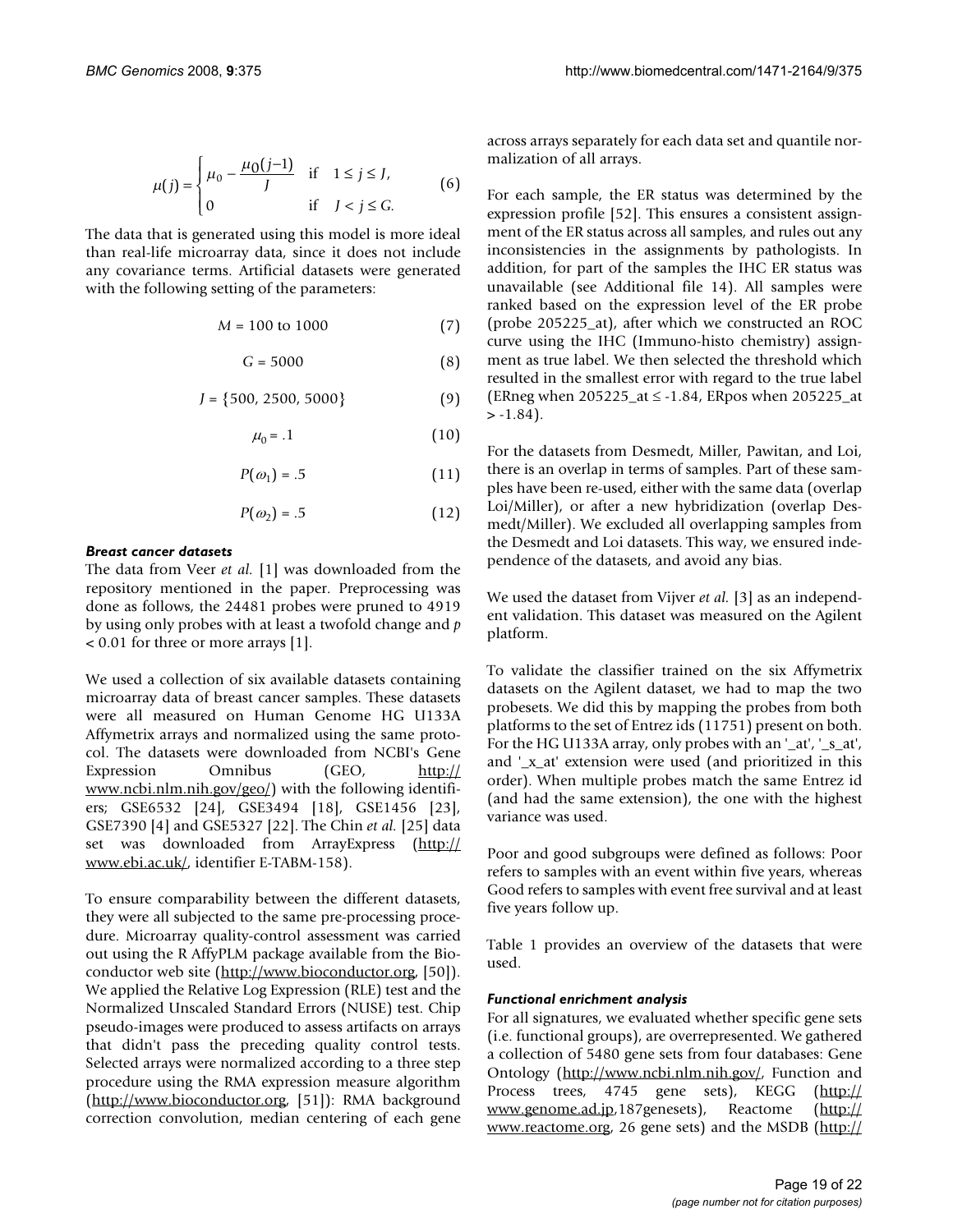$$\mu(j) = \begin{cases} \mu_0 - \dfrac{\mu_0(j-1)}{J} & \text{if} \quad 1 \le j \le J, \\ 0 & \text{if} \quad J < j \le G. \end{cases} \quad (6)$$

The data that is generated using this model is more ideal than real-life microarray data, since it does not include any covariance terms. Artificial datasets were generated with the following setting of the parameters:

$$M = 100 \text{ to } 1000 \quad (7)$$

$$G = 5000 \quad (8)$$

$$J = \{500, 2500, 5000\} \quad (9)$$

$$\mu_0 = .1 \quad (10)$$

$$P(\omega_1) = .5 \quad (11)$$

$$P(\omega_2) = .5 \quad (12)$$

#### *Breast cancer datasets*

The data from Veer *et al.* [1] was downloaded from the repository mentioned in the paper. Preprocessing was done as follows, the 24481 probes were pruned to 4919 by using only probes with at least a twofold change and $p < 0.01$ for three or more arrays [1].

We used a collection of six available datasets containing microarray data of breast cancer samples. These datasets were all measured on Human Genome HG U133A Affymetrix arrays and normalized using the same protocol. The datasets were downloaded from NCBI's Gene Expression Omnibus (GEO, http://www.ncbi.nlm.nih.gov/geo/) with the following identifiers; GSE6532 [24], GSE3494 [18], GSE1456 [23], GSE7390 [4] and GSE5327 [22]. The Chin *et al.* [25] data set was downloaded from ArrayExpress (http://www.ebi.ac.uk/, identifier E-TABM-158).

To ensure comparability between the different datasets, they were all subjected to the same pre-processing procedure. Microarray quality-control assessment was carried out using the R AffyPLM package available from the Bioconductor web site (http://www.bioconductor.org, [50]). We applied the Relative Log Expression (RLE) test and the Normalized Unscaled Standard Errors (NUSE) test. Chip pseudo-images were produced to assess artifacts on arrays that didn't pass the preceding quality control tests. Selected arrays were normalized according to a three step procedure using the RMA expression measure algorithm (http://www.bioconductor.org, [51]): RMA background correction convolution, median centering of each gene across arrays separately for each data set and quantile normalization of all arrays.

For each sample, the ER status was determined by the expression profile [52]. This ensures a consistent assignment of the ER status across all samples, and rules out any inconsistencies in the assignments by pathologists. In addition, for part of the samples the IHC ER status was unavailable (see Additional file 14). All samples were ranked based on the expression level of the ER probe (probe 205225_at), after which we constructed an ROC curve using the IHC (Immuno-histo chemistry) assignment as true label. We then selected the threshold which resulted in the smallest error with regard to the true label (ERneg when 205225_at ≤ -1.84, ERpos when 205225_at > -1.84).

For the datasets from Desmedt, Miller, Pawitan, and Loi, there is an overlap in terms of samples. Part of these samples have been re-used, either with the same data (overlap Loi/Miller), or after a new hybridization (overlap Desmedt/Miller). We excluded all overlapping samples from the Desmedt and Loi datasets. This way, we ensured independence of the datasets, and avoid any bias.

We used the dataset from Vijver *et al.* [3] as an independent validation. This dataset was measured on the Agilent platform.

To validate the classifier trained on the six Affymetrix datasets on the Agilent dataset, we had to map the two probesets. We did this by mapping the probes from both platforms to the set of Entrez ids (11751) present on both. For the HG U133A array, only probes with an '_at', '_s_at', and '_x_at' extension were used (and prioritized in this order). When multiple probes match the same Entrez id (and had the same extension), the one with the highest variance was used.

Poor and good subgroups were defined as follows: Poor refers to samples with an event within five years, whereas Good refers to samples with event free survival and at least five years follow up.

Table 1 provides an overview of the datasets that were used.

#### *Functional enrichment analysis*

For all signatures, we evaluated whether specific gene sets (i.e. functional groups), are overrepresented. We gathered a collection of 5480 gene sets from four databases: Gene Ontology (http://www.ncbi.nlm.nih.gov/, Function and Process trees, 4745 gene sets), KEGG (http://www.genome.ad.jp,187genesets), Reactome (http://www.reactome.org, 26 gene sets) and the MSDB (http://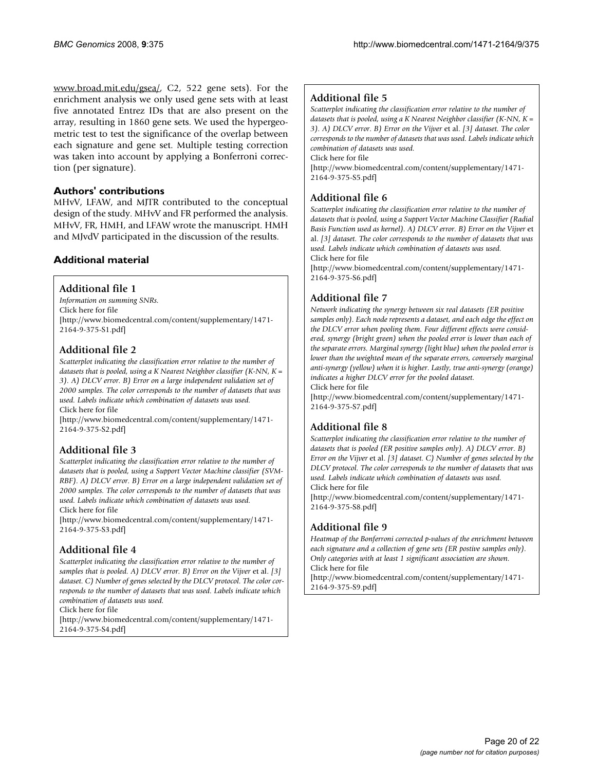www.broad.mit.edu/gsea/, C2, 522 gene sets). For the enrichment analysis we only used gene sets with at least five annotated Entrez IDs that are also present on the array, resulting in 1860 gene sets. We used the hypergeometric test to test the significance of the overlap between each signature and gene set. Multiple testing correction was taken into account by applying a Bonferroni correction (per signature).

### Authors' contributions

MHvV, LFAW, and MJTR contributed to the conceptual design of the study. MHvV and FR performed the analysis. MHvV, FR, HMH, and LFAW wrote the manuscript. HMH and MJvdV participated in the discussion of the results.

## Additional material

### Additional file 1

*Information on summing SNRs.*
Click here for file
[http://www.biomedcentral.com/content/supplementary/1471-2164-9-375-S1.pdf]

### Additional file 2

*Scatterplot indicating the classification error relative to the number of datasets that is pooled, using a K Nearest Neighbor classifier (K-NN, K = 3). A) DLCV error. B) Error on a large independent validation set of 2000 samples. The color corresponds to the number of datasets that was used. Labels indicate which combination of datasets was used.*
Click here for file
[http://www.biomedcentral.com/content/supplementary/1471-2164-9-375-S2.pdf]

### Additional file 3

*Scatterplot indicating the classification error relative to the number of datasets that is pooled, using a Support Vector Machine classifier (SVM-RBF). A) DLCV error. B) Error on a large independent validation set of 2000 samples. The color corresponds to the number of datasets that was used. Labels indicate which combination of datasets was used.*
Click here for file
[http://www.biomedcentral.com/content/supplementary/1471-2164-9-375-S3.pdf]

### Additional file 4

*Scatterplot indicating the classification error relative to the number of samples that is pooled. A) DLCV error. B) Error on the Vijver* et al. *[3] dataset. C) Number of genes selected by the DLCV protocol. The color corresponds to the number of datasets that was used. Labels indicate which combination of datasets was used.*
Click here for file
[http://www.biomedcentral.com/content/supplementary/1471-2164-9-375-S4.pdf]

### Additional file 5

*Scatterplot indicating the classification error relative to the number of datasets that is pooled, using a K Nearest Neighbor classifier (K-NN, K = 3). A) DLCV error. B) Error on the Vijver* et al. *[3] dataset. The color corresponds to the number of datasets that was used. Labels indicate which combination of datasets was used.*
Click here for file
[http://www.biomedcentral.com/content/supplementary/1471-2164-9-375-S5.pdf]

### Additional file 6

*Scatterplot indicating the classification error relative to the number of datasets that is pooled, using a Support Vector Machine Classifier (Radial Basis Function used as kernel). A) DLCV error. B) Error on the Vijver* et al. *[3] dataset. The color corresponds to the number of datasets that was used. Labels indicate which combination of datasets was used.*
Click here for file
[http://www.biomedcentral.com/content/supplementary/1471-2164-9-375-S6.pdf]

### Additional file 7

*Network indicating the synergy between six real datasets (ER positive samples only). Each node represents a dataset, and each edge the effect on the DLCV error when pooling them. Four different effects were considered, synergy (bright green) when the pooled error is lower than each of the separate errors. Marginal synergy (light blue) when the pooled error is lower than the weighted mean of the separate errors, conversely marginal anti-synergy (yellow) when it is higher. Lastly, true anti-synergy (orange) indicates a higher DLCV error for the pooled dataset.*
Click here for file
[http://www.biomedcentral.com/content/supplementary/1471-2164-9-375-S7.pdf]

### Additional file 8

*Scatterplot indicating the classification error relative to the number of datasets that is pooled (ER positive samples only). A) DLCV error. B) Error on the Vijver* et al. *[3] dataset. C) Number of genes selected by the DLCV protocol. The color corresponds to the number of datasets that was used. Labels indicate which combination of datasets was used.*
Click here for file
[http://www.biomedcentral.com/content/supplementary/1471-2164-9-375-S8.pdf]

### Additional file 9

*Heatmap of the Bonferroni corrected p-values of the enrichment between each signature and a collection of gene sets (ER postive samples only). Only categories with at least 1 significant association are shown.*
Click here for file
[http://www.biomedcentral.com/content/supplementary/1471-2164-9-375-S9.pdf]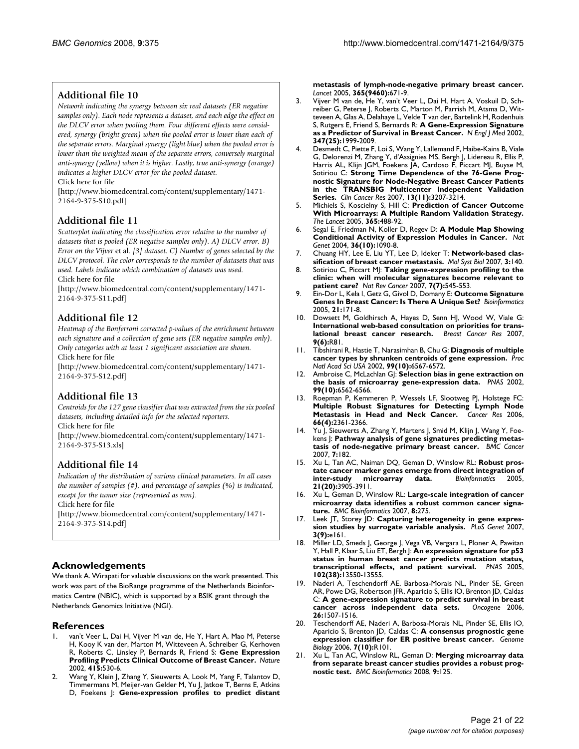## Additional file 10

*Network indicating the synergy between six real datasets (ER negative samples only). Each node represents a dataset, and each edge the effect on the DLCV error when pooling them. Four different effects were considered, synergy (bright green) when the pooled error is lower than each of the separate errors. Marginal synergy (light blue) when the pooled error is lower than the weighted mean of the separate errors, conversely marginal anti-synergy (yellow) when it is higher. Lastly, true anti-synergy (orange) indicates a higher DLCV error for the pooled dataset.*

Click here for file

[http://www.biomedcentral.com/content/supplementary/1471-2164-9-375-S10.pdf]

## Additional file 11

*Scatterplot indicating the classification error relative to the number of datasets that is pooled (ER negative samples only). A) DLCV error. B) Error on the Vijver* et al. *[3] dataset. C) Number of genes selected by the DLCV protocol. The color corresponds to the number of datasets that was used. Labels indicate which combination of datasets was used.*

Click here for file

[http://www.biomedcentral.com/content/supplementary/1471-2164-9-375-S11.pdf]

## Additional file 12

*Heatmap of the Bonferroni corrected p-values of the enrichment between each signature and a collection of gene sets (ER negative samples only). Only categories with at least 1 significant association are shown.*

Click here for file

[http://www.biomedcentral.com/content/supplementary/1471-2164-9-375-S12.pdf]

## Additional file 13

*Centroids for the 127 gene classifier that was extracted from the six pooled datasets, including detailed info for the selected reporters.*

Click here for file

[http://www.biomedcentral.com/content/supplementary/1471-2164-9-375-S13.xls]

## Additional file 14

*Indication of the distribution of various clinical parameters. In all cases the number of samples (#), and percentage of samples (%) is indicated, except for the tumor size (represented as mm).*

Click here for file

[http://www.biomedcentral.com/content/supplementary/1471-2164-9-375-S14.pdf]

## Acknowledgements

We thank A. Wirapati for valuable discussions on the work presented. This work was part of the BioRange programme of the Netherlands Bioinformatics Centre (NBIC), which is supported by a BSIK grant through the Netherlands Genomics Initiative (NGI).

## References

1. van't Veer L, Dai H, Vijver M van de, He Y, Hart A, Mao M, Peterse H, Kooy K van der, Marton M, Witteveen A, Schreiber G, Kerhoven R, Roberts C, Linsley P, Bernards R, Friend S: **Gene Expression Profiling Predicts Clinical Outcome of Breast Cancer.** *Nature* 2002, **415:**530-6.
2. Wang Y, Klein J, Zhang Y, Sieuwerts A, Look M, Yang F, Talantov D, Timmermans M, Meijer-van Gelder M, Yu J, Jatkoe T, Berns E, Atkins D, Foekens J: **Gene-expression profiles to predict distant metastasis of lymph-node-negative primary breast cancer.** *Lancet* 2005, **365(9460):**671-9.
3. Vijver M van de, He Y, van't Veer L, Dai H, Hart A, Voskuil D, Schreiber G, Peterse J, Roberts C, Marton M, Parrish M, Atsma D, Witteveen A, Glas A, Delahaye L, Velde T van der, Bartelink H, Rodenhuis S, Rutgers E, Friend S, Bernards R: **A Gene-Expression Signature as a Predictor of Survival in Breast Cancer.** *N Engl J Med* 2002, **347(25):**1999-2009.
4. Desmedt C, Piette F, Loi S, Wang Y, Lallemand F, Haibe-Kains B, Viale G, Delorenzi M, Zhang Y, d'Assignies MS, Bergh J, Lidereau R, Ellis P, Harris AL, Klijn JGM, Foekens JA, Cardoso F, Piccart MJ, Buyse M, Sotiriou C: **Strong Time Dependence of the 76-Gene Prognostic Signature for Node-Negative Breast Cancer Patients in the TRANSBIG Multicenter Independent Validation Series.** *Clin Cancer Res* 2007, **13(11):**3207-3214.
5. Michiels S, Koscielny S, Hill C: **Prediction of Cancer Outcome With Microarrays: A Multiple Random Validation Strategy.** *The Lancet* 2005, **365:**488-92.
6. Segal E, Friedman N, Koller D, Regev D: **A Module Map Showing Conditional Activity of Expression Modules in Cancer.** *Nat Genet* 2004, **36(10):**1090-8.
7. Chuang HY, Lee E, Liu YT, Lee D, Ideker T: **Network-based classification of breast cancer metastasis.** *Mol Syst Biol* 2007, **3:**140.
8. Sotiriou C, Piccart MJ: **Taking gene-expression profiling to the clinic: when will molecular signatures become relevant to patient care?** *Nat Rev Cancer* 2007, **7(7):**545-553.
9. Ein-Dor L, Kela I, Getz G, Givol D, Domany E: **Outcome Signature Genes In Breast Cancer: Is There A Unique Set?** *Bioinformatics* 2005, **21:**171-8.
10. Dowsett M, Goldhirsch A, Hayes D, Senn HJ, Wood W, Viale G: **International web-based consultation on priorities for translational breast cancer research.** *Breast Cancer Res* 2007, **9(6):**R81.
11. Tibshirani R, Hastie T, Narasimhan B, Chu G: **Diagnosis of multiple cancer types by shrunken centroids of gene expression.** *Proc Natl Acad Sci USA* 2002, **99(10):**6567-6572.
12. Ambroise C, McLachlan GJ: **Selection bias in gene extraction on the basis of microarray gene-expression data.** *PNAS* 2002, **99(10):**6562-6566.
13. Roepman P, Kemmeren P, Wessels LF, Slootweg PJ, Holstege FC: **Multiple Robust Signatures for Detecting Lymph Node Metastasis in Head and Neck Cancer.** *Cancer Res* 2006, **66(4):**2361-2366.
14. Yu J, Sieuwerts A, Zhang Y, Martens J, Smid M, Klijn J, Wang Y, Foekens J: **Pathway analysis of gene signatures predicting metastasis of node-negative primary breast cancer.** *BMC Cancer* 2007, **7:**182.
15. Xu L, Tan AC, Naiman DQ, Geman D, Winslow RL: **Robust prostate cancer marker genes emerge from direct integration of inter-study microarray data.** *Bioinformatics* 2005, **21(20):**3905-3911.
16. Xu L, Geman D, Winslow RL: **Large-scale integration of cancer microarray data identifies a robust common cancer signature.** *BMC Bioinformatics* 2007, **8:**275.
17. Leek JT, Storey JD: **Capturing heterogeneity in gene expression studies by surrogate variable analysis.** *PLoS Genet* 2007, **3(9):**e161.
18. Miller LD, Smeds J, George J, Vega VB, Vergara L, Ploner A, Pawitan Y, Hall P, Klaar S, Liu ET, Bergh J: **An expression signature for p53 status in human breast cancer predicts mutation status, transcriptional effects, and patient survival.** *PNAS* 2005, **102(38):**13550-13555.
19. Naderi A, Teschendorff AE, Barbosa-Morais NL, Pinder SE, Green AR, Powe DG, Robertson JFR, Aparicio S, Ellis IO, Brenton JD, Caldas C: **A gene-expression signature to predict survival in breast cancer across independent data sets.** *Oncogene* 2006, **26:**1507-1516.
20. Teschendorff AE, Naderi A, Barbosa-Morais NL, Pinder SE, Ellis IO, Aparicio S, Brenton JD, Caldas C: **A consensus prognostic gene expression classifier for ER positive breast cancer.** *Genome Biology* 2006, **7(10):**R101.
21. Xu L, Tan AC, Winslow RL, Geman D: **Merging microarray data from separate breast cancer studies provides a robust prognostic test.** *BMC Bioinformatics* 2008, **9:**125.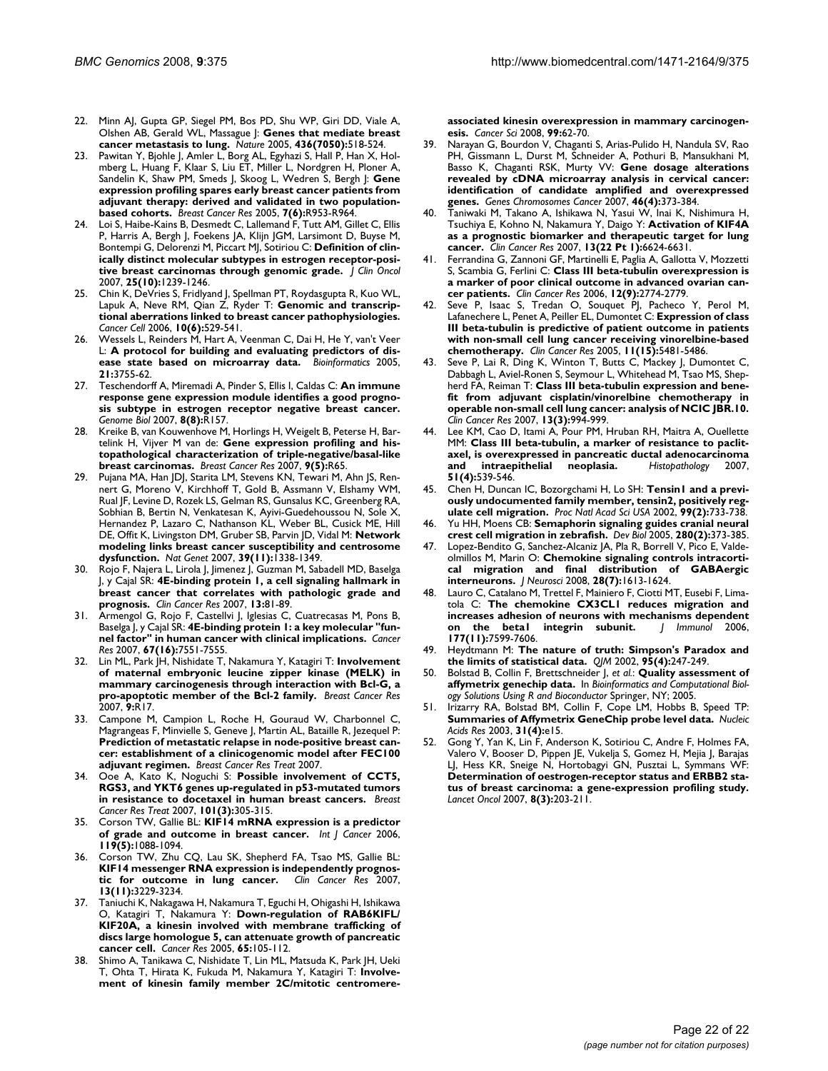22. Minn AJ, Gupta GP, Siegel PM, Bos PD, Shu WP, Giri DD, Viale A, Olshen AB, Gerald WL, Massague J: **Genes that mediate breast cancer metastasis to lung.** *Nature* 2005, **436(7050):**518-524.
23. Pawitan Y, Bjohle J, Amler L, Borg AL, Egyhazi S, Hall P, Han X, Holmberg L, Huang F, Klaar S, Liu ET, Miller L, Nordgren H, Ploner A, Sandelin K, Shaw PM, Smeds J, Skoog L, Wedren S, Bergh J: **Gene expression profiling spares early breast cancer patients from adjuvant therapy: derived and validated in two population-based cohorts.** *Breast Cancer Res* 2005, **7(6):**R953-R964.
24. Loi S, Haibe-Kains B, Desmedt C, Lallemand F, Tutt AM, Gillet C, Ellis P, Harris A, Bergh J, Foekens JA, Klijn JGM, Larsimont D, Buyse M, Bontempi G, Delorenzi M, Piccart MJ, Sotiriou C: **Definition of clinically distinct molecular subtypes in estrogen receptor-positive breast carcinomas through genomic grade.** *J Clin Oncol* 2007, **25(10):**1239-1246.
25. Chin K, DeVries S, Fridlyand J, Spellman PT, Roydasgupta R, Kuo WL, Lapuk A, Neve RM, Qian Z, Ryder T: **Genomic and transcriptional aberrations linked to breast cancer pathophysiologies.** *Cancer Cell* 2006, **10(6):**529-541.
26. Wessels L, Reinders M, Hart A, Veenman C, Dai H, He Y, van't Veer L: **A protocol for building and evaluating predictors of disease state based on microarray data.** *Bioinformatics* 2005, **21:**3755-62.
27. Teschendorff A, Miremadi A, Pinder S, Ellis I, Caldas C: **An immune response gene expression module identifies a good prognosis subtype in estrogen receptor negative breast cancer.** *Genome Biol* 2007, **8(8):**R157.
28. Kreike B, van Kouwenhove M, Horlings H, Weigelt B, Peterse H, Bartelink H, Vijver M van de: **Gene expression profiling and histopathological characterization of triple-negative/basal-like breast carcinomas.** *Breast Cancer Res* 2007, **9(5):**R65.
29. Pujana MA, Han JDJ, Starita LM, Stevens KN, Tewari M, Ahn JS, Rennert G, Moreno V, Kirchhoff T, Gold B, Assmann V, Elshamy WM, Rual JF, Levine D, Rozek LS, Gelman RS, Gunsalus KC, Greenberg RA, Sobhian B, Bertin N, Venkatesan K, Ayivi-Guedehoussou N, Sole X, Hernandez P, Lazaro C, Nathanson KL, Weber BL, Cusick ME, Hill DE, Offit K, Livingston DM, Gruber SB, Parvin JD, Vidal M: **Network modeling links breast cancer susceptibility and centrosome dysfunction.** *Nat Genet* 2007, **39(11):**1338-1349.
30. Rojo F, Najera L, Lirola J, Jimenez J, Guzman M, Sabadell MD, Baselga J, y Cajal SR: **4E-binding protein 1, a cell signaling hallmark in breast cancer that correlates with pathologic grade and prognosis.** *Clin Cancer Res* 2007, **13:**81-89.
31. Armengol G, Rojo F, Castellvi J, Iglesias C, Cuatrecasas M, Pons B, Baselga J, y Cajal SR: **4E-binding protein 1: a key molecular "funnel factor" in human cancer with clinical implications.** *Cancer Res* 2007, **67(16):**7551-7555.
32. Lin ML, Park JH, Nishidate T, Nakamura Y, Katagiri T: **Involvement of maternal embryonic leucine zipper kinase (MELK) in mammary carcinogenesis through interaction with Bcl-G, a pro-apoptotic member of the Bcl-2 family.** *Breast Cancer Res* 2007, **9:**R17.
33. Campone M, Campion L, Roche H, Gouraud W, Charbonnel C, Magrangeas F, Minvielle S, Geneve J, Martin AL, Bataille R, Jezequel P: **Prediction of metastatic relapse in node-positive breast cancer: establishment of a clinicogenomic model after FEC100 adjuvant regimen.** *Breast Cancer Res Treat* 2007.
34. Ooe A, Kato K, Noguchi S: **Possible involvement of CCT5, RGS3, and YKT6 genes up-regulated in p53-mutated tumors in resistance to docetaxel in human breast cancers.** *Breast Cancer Res Treat* 2007, **101(3):**305-315.
35. Corson TW, Gallie BL: **KIF14 mRNA expression is a predictor of grade and outcome in breast cancer.** *Int J Cancer* 2006, **119(5):**1088-1094.
36. Corson TW, Zhu CQ, Lau SK, Shepherd FA, Tsao MS, Gallie BL: **KIF14 messenger RNA expression is independently prognostic for outcome in lung cancer.** *Clin Cancer Res* 2007, **13(11):**3229-3234.
37. Taniuchi K, Nakagawa H, Nakamura T, Eguchi H, Ohigashi H, Ishikawa O, Katagiri T, Nakamura Y: **Down-regulation of RAB6KIFL/KIF20A, a kinesin involved with membrane trafficking of discs large homologue 5, can attenuate growth of pancreatic cancer cell.** *Cancer Res* 2005, **65:**105-112.
38. Shimo A, Tanikawa C, Nishidate T, Lin ML, Matsuda K, Park JH, Ueki T, Ohta T, Hirata K, Fukuda M, Nakamura Y, Katagiri T: **Involvement of kinesin family member 2C/mitotic centromere-associated kinesin overexpression in mammary carcinogenesis.** *Cancer Sci* 2008, **99:**62-70.
39. Narayan G, Bourdon V, Chaganti S, Arias-Pulido H, Nandula SV, Rao PH, Gissmann L, Durst M, Schneider A, Pothuri B, Mansukhani M, Basso K, Chaganti RSK, Murty VV: **Gene dosage alterations revealed by cDNA microarray analysis in cervical cancer: identification of candidate amplified and overexpressed genes.** *Genes Chromosomes Cancer* 2007, **46(4):**373-384.
40. Taniwaki M, Takano A, Ishikawa N, Yasui W, Inai K, Nishimura H, Tsuchiya E, Kohno N, Nakamura Y, Daigo Y: **Activation of KIF4A as a prognostic biomarker and therapeutic target for lung cancer.** *Clin Cancer Res* 2007, **13(22 Pt 1):**6624-6631.
41. Ferrandina G, Zannoni GF, Martinelli E, Paglia A, Gallotta V, Mozzetti S, Scambia G, Ferlini C: **Class III beta-tubulin overexpression is a marker of poor clinical outcome in advanced ovarian cancer patients.** *Clin Cancer Res* 2006, **12(9):**2774-2779.
42. Seve P, Isaac S, Tredan O, Souquet PJ, Pacheco Y, Perol M, Lafanechere L, Penet A, Peiller EL, Dumontet C: **Expression of class III beta-tubulin is predictive of patient outcome in patients with non-small cell lung cancer receiving vinorelbine-based chemotherapy.** *Clin Cancer Res* 2005, **11(15):**5481-5486.
43. Seve P, Lai R, Ding K, Winton T, Butts C, Mackey J, Dumontet C, Dabbagh L, Aviel-Ronen S, Seymour L, Whitehead M, Tsao MS, Shepherd FA, Reiman T: **Class III beta-tubulin expression and benefit from adjuvant cisplatin/vinorelbine chemotherapy in operable non-small cell lung cancer: analysis of NCIC JBR.10.** *Clin Cancer Res* 2007, **13(3):**994-999.
44. Lee KM, Cao D, Itami A, Pour PM, Hruban RH, Maitra A, Ouellette MM: **Class III beta-tubulin, a marker of resistance to paclitaxel, is overexpressed in pancreatic ductal adenocarcinoma and intraepithelial neoplasia.** *Histopathology* 2007, **51(4):**539-546.
45. Chen H, Duncan IC, Bozorgchami H, Lo SH: **Tensin1 and a previously undocumented family member, tensin2, positively regulate cell migration.** *Proc Natl Acad Sci USA* 2002, **99(2):**733-738.
46. Yu HH, Moens CB: **Semaphorin signaling guides cranial neural crest cell migration in zebrafish.** *Dev Biol* 2005, **280(2):**373-385.
47. Lopez-Bendito G, Sanchez-Alcaniz JA, Pla R, Borrell V, Pico E, Valdeolmillos M, Marin O: **Chemokine signaling controls intracortical migration and final distribution of GABAergic interneurons.** *J Neurosci* 2008, **28(7):**1613-1624.
48. Lauro C, Catalano M, Trettel F, Mainiero F, Ciotti MT, Eusebi F, Limatola C: **The chemokine CX3CL1 reduces migration and increases adhesion of neurons with mechanisms dependent on the beta1 integrin subunit.** *J Immunol* 2006, **177(11):**7599-7606.
49. Heydtmann M: **The nature of truth: Simpson's Paradox and the limits of statistical data.** *QJM* 2002, **95(4):**247-249.
50. Bolstad B, Collin F, Brettschneider J, *et al.*: **Quality assessment of affymetrix genechip data.** In *Bioinformatics and Computational Biology Solutions Using R and Bioconductor* Springer, NY; 2005.
51. Irizarry RA, Bolstad BM, Collin F, Cope LM, Hobbs B, Speed TP: **Summaries of Affymetrix GeneChip probe level data.** *Nucleic Acids Res* 2003, **31(4):**e15.
52. Gong Y, Yan K, Lin F, Anderson K, Sotiriou C, Andre F, Holmes FA, Valero V, Booser D, Pippen JE, Vukelja S, Gomez H, Mejia J, Barajas LJ, Hess KR, Sneige N, Hortobagyi GN, Pusztai L, Symmans WF: **Determination of oestrogen-receptor status and ERBB2 status of breast carcinoma: a gene-expression profiling study.** *Lancet Oncol* 2007, **8(3):**203-211.